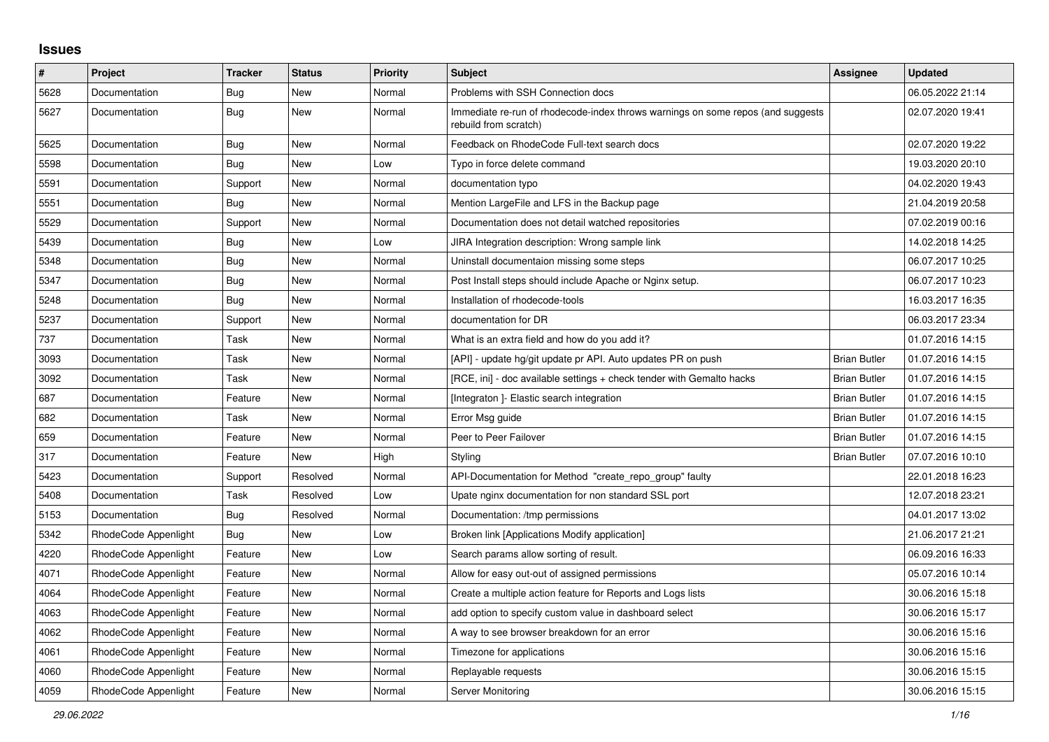## Issues

| # | Project | Tracker | Status | Priority | Subject | Assignee | Updated |
|---|---|---|---|---|---|---|---|
| 5628 | Documentation | Bug | New | Normal | Problems with SSH Connection docs | | 06.05.2022 21:14 |
| 5627 | Documentation | Bug | New | Normal | Immediate re-run of rhodecode-index throws warnings on some repos (and suggests rebuild from scratch) | | 02.07.2020 19:41 |
| 5625 | Documentation | Bug | New | Normal | Feedback on RhodeCode Full-text search docs | | 02.07.2020 19:22 |
| 5598 | Documentation | Bug | New | Low | Typo in force delete command | | 19.03.2020 20:10 |
| 5591 | Documentation | Support | New | Normal | documentation typo | | 04.02.2020 19:43 |
| 5551 | Documentation | Bug | New | Normal | Mention LargeFile and LFS in the Backup page | | 21.04.2019 20:58 |
| 5529 | Documentation | Support | New | Normal | Documentation does not detail watched repositories | | 07.02.2019 00:16 |
| 5439 | Documentation | Bug | New | Low | JIRA Integration description: Wrong sample link | | 14.02.2018 14:25 |
| 5348 | Documentation | Bug | New | Normal | Uninstall documentaion missing some steps | | 06.07.2017 10:25 |
| 5347 | Documentation | Bug | New | Normal | Post Install steps should include Apache or Nginx setup. | | 06.07.2017 10:23 |
| 5248 | Documentation | Bug | New | Normal | Installation of rhodecode-tools | | 16.03.2017 16:35 |
| 5237 | Documentation | Support | New | Normal | documentation for DR | | 06.03.2017 23:34 |
| 737 | Documentation | Task | New | Normal | What is an extra field and how do you add it? | | 01.07.2016 14:15 |
| 3093 | Documentation | Task | New | Normal | [API] - update hg/git update pr API. Auto updates PR on push | Brian Butler | 01.07.2016 14:15 |
| 3092 | Documentation | Task | New | Normal | [RCE, ini] - doc available settings + check tender with Gemalto hacks | Brian Butler | 01.07.2016 14:15 |
| 687 | Documentation | Feature | New | Normal | [Integraton ]- Elastic search integration | Brian Butler | 01.07.2016 14:15 |
| 682 | Documentation | Task | New | Normal | Error Msg guide | Brian Butler | 01.07.2016 14:15 |
| 659 | Documentation | Feature | New | Normal | Peer to Peer Failover | Brian Butler | 01.07.2016 14:15 |
| 317 | Documentation | Feature | New | High | Styling | Brian Butler | 07.07.2016 10:10 |
| 5423 | Documentation | Support | Resolved | Normal | API-Documentation for Method "create_repo_group" faulty | | 22.01.2018 16:23 |
| 5408 | Documentation | Task | Resolved | Low | Upate nginx documentation for non standard SSL port | | 12.07.2018 23:21 |
| 5153 | Documentation | Bug | Resolved | Normal | Documentation: /tmp permissions | | 04.01.2017 13:02 |
| 5342 | RhodeCode Appenlight | Bug | New | Low | Broken link [Applications Modify application] | | 21.06.2017 21:21 |
| 4220 | RhodeCode Appenlight | Feature | New | Low | Search params allow sorting of result. | | 06.09.2016 16:33 |
| 4071 | RhodeCode Appenlight | Feature | New | Normal | Allow for easy out-out of assigned permissions | | 05.07.2016 10:14 |
| 4064 | RhodeCode Appenlight | Feature | New | Normal | Create a multiple action feature for Reports and Logs lists | | 30.06.2016 15:18 |
| 4063 | RhodeCode Appenlight | Feature | New | Normal | add option to specify custom value in dashboard select | | 30.06.2016 15:17 |
| 4062 | RhodeCode Appenlight | Feature | New | Normal | A way to see browser breakdown for an error | | 30.06.2016 15:16 |
| 4061 | RhodeCode Appenlight | Feature | New | Normal | Timezone for applications | | 30.06.2016 15:16 |
| 4060 | RhodeCode Appenlight | Feature | New | Normal | Replayable requests | | 30.06.2016 15:15 |
| 4059 | RhodeCode Appenlight | Feature | New | Normal | Server Monitoring | | 30.06.2016 15:15 |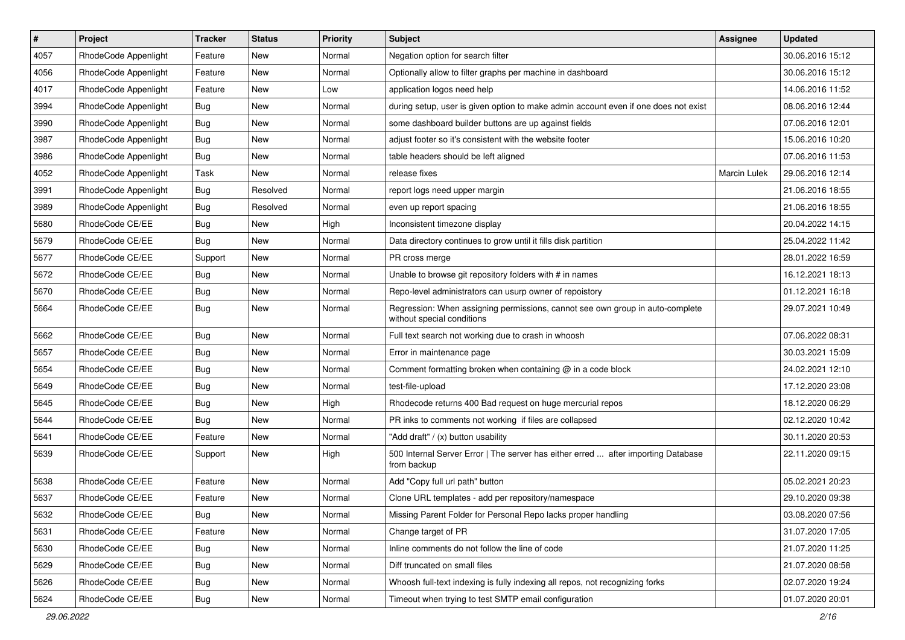| # | Project | Tracker | Status | Priority | Subject | Assignee | Updated |
|---|---|---|---|---|---|---|---|
| 4057 | RhodeCode Appenlight | Feature | New | Normal | Negation option for search filter | | 30.06.2016 15:12 |
| 4056 | RhodeCode Appenlight | Feature | New | Normal | Optionally allow to filter graphs per machine in dashboard | | 30.06.2016 15:12 |
| 4017 | RhodeCode Appenlight | Feature | New | Low | application logos need help | | 14.06.2016 11:52 |
| 3994 | RhodeCode Appenlight | Bug | New | Normal | during setup, user is given option to make admin account even if one does not exist | | 08.06.2016 12:44 |
| 3990 | RhodeCode Appenlight | Bug | New | Normal | some dashboard builder buttons are up against fields | | 07.06.2016 12:01 |
| 3987 | RhodeCode Appenlight | Bug | New | Normal | adjust footer so it's consistent with the website footer | | 15.06.2016 10:20 |
| 3986 | RhodeCode Appenlight | Bug | New | Normal | table headers should be left aligned | | 07.06.2016 11:53 |
| 4052 | RhodeCode Appenlight | Task | New | Normal | release fixes | Marcin Lulek | 29.06.2016 12:14 |
| 3991 | RhodeCode Appenlight | Bug | Resolved | Normal | report logs need upper margin | | 21.06.2016 18:55 |
| 3989 | RhodeCode Appenlight | Bug | Resolved | Normal | even up report spacing | | 21.06.2016 18:55 |
| 5680 | RhodeCode CE/EE | Bug | New | High | Inconsistent timezone display | | 20.04.2022 14:15 |
| 5679 | RhodeCode CE/EE | Bug | New | Normal | Data directory continues to grow until it fills disk partition | | 25.04.2022 11:42 |
| 5677 | RhodeCode CE/EE | Support | New | Normal | PR cross merge | | 28.01.2022 16:59 |
| 5672 | RhodeCode CE/EE | Bug | New | Normal | Unable to browse git repository folders with # in names | | 16.12.2021 18:13 |
| 5670 | RhodeCode CE/EE | Bug | New | Normal | Repo-level administrators can usurp owner of repoistory | | 01.12.2021 16:18 |
| 5664 | RhodeCode CE/EE | Bug | New | Normal | Regression: When assigning permissions, cannot see own group in auto-complete without special conditions | | 29.07.2021 10:49 |
| 5662 | RhodeCode CE/EE | Bug | New | Normal | Full text search not working due to crash in whoosh | | 07.06.2022 08:31 |
| 5657 | RhodeCode CE/EE | Bug | New | Normal | Error in maintenance page | | 30.03.2021 15:09 |
| 5654 | RhodeCode CE/EE | Bug | New | Normal | Comment formatting broken when containing @ in a code block | | 24.02.2021 12:10 |
| 5649 | RhodeCode CE/EE | Bug | New | Normal | test-file-upload | | 17.12.2020 23:08 |
| 5645 | RhodeCode CE/EE | Bug | New | High | Rhodecode returns 400 Bad request on huge mercurial repos | | 18.12.2020 06:29 |
| 5644 | RhodeCode CE/EE | Bug | New | Normal | PR inks to comments not working if files are collapsed | | 02.12.2020 10:42 |
| 5641 | RhodeCode CE/EE | Feature | New | Normal | "Add draft" / (x) button usability | | 30.11.2020 20:53 |
| 5639 | RhodeCode CE/EE | Support | New | High | 500 Internal Server Error \| The server has either erred ... after importing Database from backup | | 22.11.2020 09:15 |
| 5638 | RhodeCode CE/EE | Feature | New | Normal | Add "Copy full url path" button | | 05.02.2021 20:23 |
| 5637 | RhodeCode CE/EE | Feature | New | Normal | Clone URL templates - add per repository/namespace | | 29.10.2020 09:38 |
| 5632 | RhodeCode CE/EE | Bug | New | Normal | Missing Parent Folder for Personal Repo lacks proper handling | | 03.08.2020 07:56 |
| 5631 | RhodeCode CE/EE | Feature | New | Normal | Change target of PR | | 31.07.2020 17:05 |
| 5630 | RhodeCode CE/EE | Bug | New | Normal | Inline comments do not follow the line of code | | 21.07.2020 11:25 |
| 5629 | RhodeCode CE/EE | Bug | New | Normal | Diff truncated on small files | | 21.07.2020 08:58 |
| 5626 | RhodeCode CE/EE | Bug | New | Normal | Whoosh full-text indexing is fully indexing all repos, not recognizing forks | | 02.07.2020 19:24 |
| 5624 | RhodeCode CE/EE | Bug | New | Normal | Timeout when trying to test SMTP email configuration | | 01.07.2020 20:01 |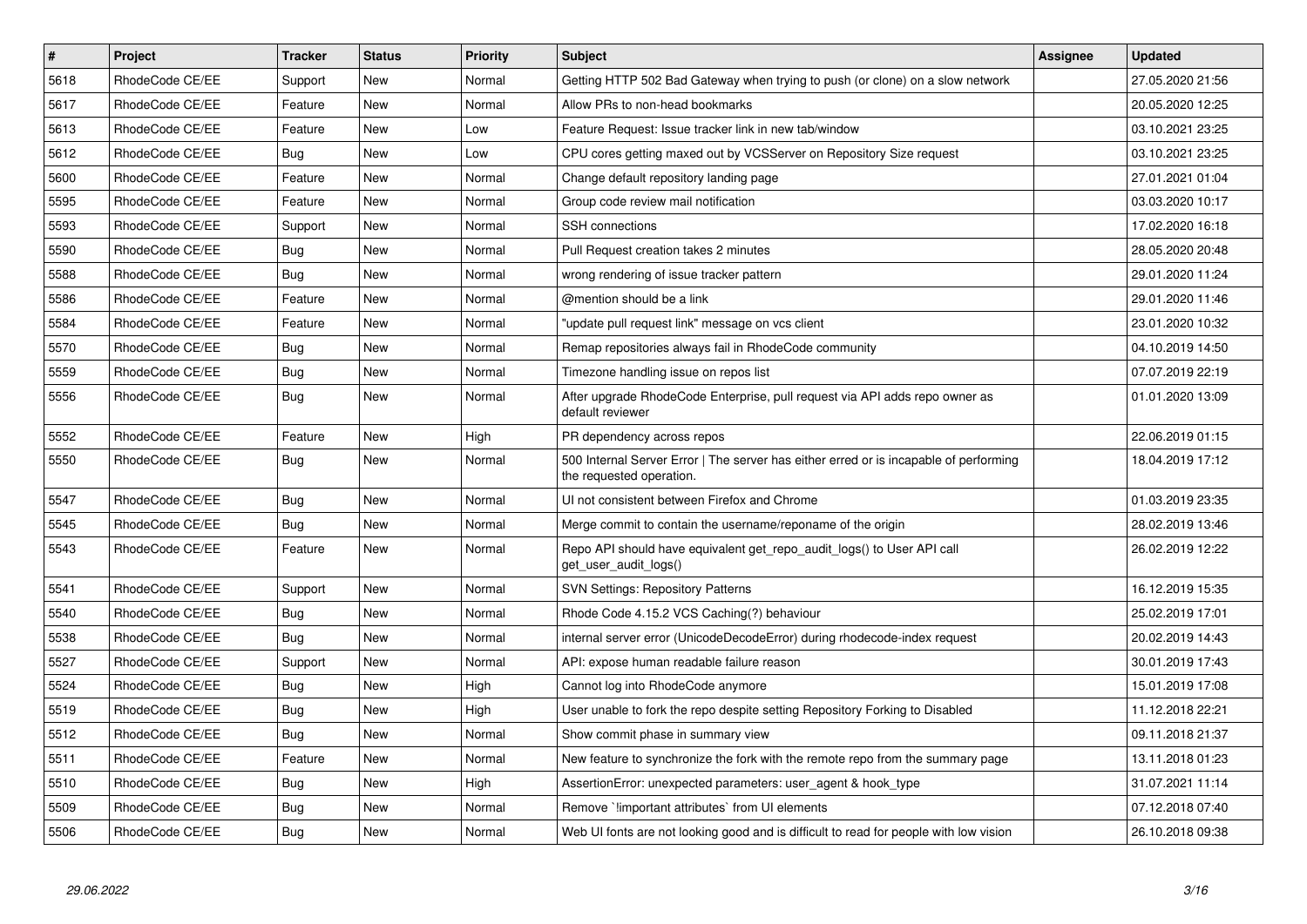| # | Project | Tracker | Status | Priority | Subject | Assignee | Updated |
|---|---|---|---|---|---|---|---|
| 5618 | RhodeCode CE/EE | Support | New | Normal | Getting HTTP 502 Bad Gateway when trying to push (or clone) on a slow network | | 27.05.2020 21:56 |
| 5617 | RhodeCode CE/EE | Feature | New | Normal | Allow PRs to non-head bookmarks | | 20.05.2020 12:25 |
| 5613 | RhodeCode CE/EE | Feature | New | Low | Feature Request: Issue tracker link in new tab/window | | 03.10.2021 23:25 |
| 5612 | RhodeCode CE/EE | Bug | New | Low | CPU cores getting maxed out by VCSServer on Repository Size request | | 03.10.2021 23:25 |
| 5600 | RhodeCode CE/EE | Feature | New | Normal | Change default repository landing page | | 27.01.2021 01:04 |
| 5595 | RhodeCode CE/EE | Feature | New | Normal | Group code review mail notification | | 03.03.2020 10:17 |
| 5593 | RhodeCode CE/EE | Support | New | Normal | SSH connections | | 17.02.2020 16:18 |
| 5590 | RhodeCode CE/EE | Bug | New | Normal | Pull Request creation takes 2 minutes | | 28.05.2020 20:48 |
| 5588 | RhodeCode CE/EE | Bug | New | Normal | wrong rendering of issue tracker pattern | | 29.01.2020 11:24 |
| 5586 | RhodeCode CE/EE | Feature | New | Normal | @mention should be a link | | 29.01.2020 11:46 |
| 5584 | RhodeCode CE/EE | Feature | New | Normal | "update pull request link" message on vcs client | | 23.01.2020 10:32 |
| 5570 | RhodeCode CE/EE | Bug | New | Normal | Remap repositories always fail in RhodeCode community | | 04.10.2019 14:50 |
| 5559 | RhodeCode CE/EE | Bug | New | Normal | Timezone handling issue on repos list | | 07.07.2019 22:19 |
| 5556 | RhodeCode CE/EE | Bug | New | Normal | After upgrade RhodeCode Enterprise, pull request via API adds repo owner as default reviewer | | 01.01.2020 13:09 |
| 5552 | RhodeCode CE/EE | Feature | New | High | PR dependency across repos | | 22.06.2019 01:15 |
| 5550 | RhodeCode CE/EE | Bug | New | Normal | 500 Internal Server Error \| The server has either erred or is incapable of performing the requested operation. | | 18.04.2019 17:12 |
| 5547 | RhodeCode CE/EE | Bug | New | Normal | UI not consistent between Firefox and Chrome | | 01.03.2019 23:35 |
| 5545 | RhodeCode CE/EE | Bug | New | Normal | Merge commit to contain the username/reponame of the origin | | 28.02.2019 13:46 |
| 5543 | RhodeCode CE/EE | Feature | New | Normal | Repo API should have equivalent get_repo_audit_logs() to User API call get_user_audit_logs() | | 26.02.2019 12:22 |
| 5541 | RhodeCode CE/EE | Support | New | Normal | SVN Settings: Repository Patterns | | 16.12.2019 15:35 |
| 5540 | RhodeCode CE/EE | Bug | New | Normal | Rhode Code 4.15.2 VCS Caching(?) behaviour | | 25.02.2019 17:01 |
| 5538 | RhodeCode CE/EE | Bug | New | Normal | internal server error (UnicodeDecodeError) during rhodecode-index request | | 20.02.2019 14:43 |
| 5527 | RhodeCode CE/EE | Support | New | Normal | API: expose human readable failure reason | | 30.01.2019 17:43 |
| 5524 | RhodeCode CE/EE | Bug | New | High | Cannot log into RhodeCode anymore | | 15.01.2019 17:08 |
| 5519 | RhodeCode CE/EE | Bug | New | High | User unable to fork the repo despite setting Repository Forking to Disabled | | 11.12.2018 22:21 |
| 5512 | RhodeCode CE/EE | Bug | New | Normal | Show commit phase in summary view | | 09.11.2018 21:37 |
| 5511 | RhodeCode CE/EE | Feature | New | Normal | New feature to synchronize the fork with the remote repo from the summary page | | 13.11.2018 01:23 |
| 5510 | RhodeCode CE/EE | Bug | New | High | AssertionError: unexpected parameters: user_agent & hook_type | | 31.07.2021 11:14 |
| 5509 | RhodeCode CE/EE | Bug | New | Normal | Remove `!important attributes` from UI elements | | 07.12.2018 07:40 |
| 5506 | RhodeCode CE/EE | Bug | New | Normal | Web UI fonts are not looking good and is difficult to read for people with low vision | | 26.10.2018 09:38 |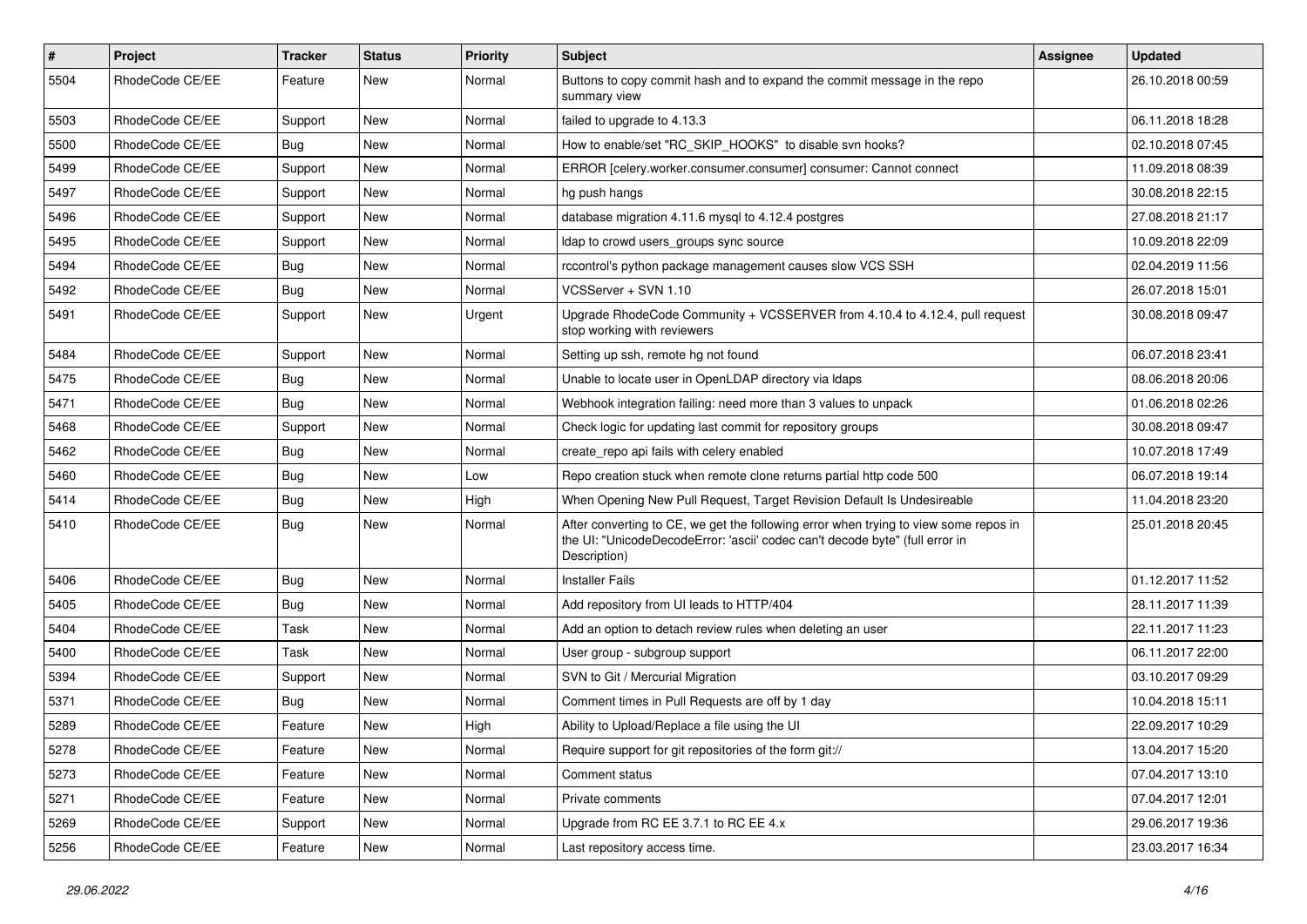| # | Project | Tracker | Status | Priority | Subject | Assignee | Updated |
|---|---|---|---|---|---|---|---|
| 5504 | RhodeCode CE/EE | Feature | New | Normal | Buttons to copy commit hash and to expand the commit message in the repo summary view | | 26.10.2018 00:59 |
| 5503 | RhodeCode CE/EE | Support | New | Normal | failed to upgrade to 4.13.3 | | 06.11.2018 18:28 |
| 5500 | RhodeCode CE/EE | Bug | New | Normal | How to enable/set "RC_SKIP_HOOKS" to disable svn hooks? | | 02.10.2018 07:45 |
| 5499 | RhodeCode CE/EE | Support | New | Normal | ERROR [celery.worker.consumer.consumer] consumer: Cannot connect | | 11.09.2018 08:39 |
| 5497 | RhodeCode CE/EE | Support | New | Normal | hg push hangs | | 30.08.2018 22:15 |
| 5496 | RhodeCode CE/EE | Support | New | Normal | database migration 4.11.6 mysql to 4.12.4 postgres | | 27.08.2018 21:17 |
| 5495 | RhodeCode CE/EE | Support | New | Normal | ldap to crowd users_groups sync source | | 10.09.2018 22:09 |
| 5494 | RhodeCode CE/EE | Bug | New | Normal | rccontrol's python package management causes slow VCS SSH | | 02.04.2019 11:56 |
| 5492 | RhodeCode CE/EE | Bug | New | Normal | VCSServer + SVN 1.10 | | 26.07.2018 15:01 |
| 5491 | RhodeCode CE/EE | Support | New | Urgent | Upgrade RhodeCode Community + VCSSERVER from 4.10.4 to 4.12.4, pull request stop working with reviewers | | 30.08.2018 09:47 |
| 5484 | RhodeCode CE/EE | Support | New | Normal | Setting up ssh, remote hg not found | | 06.07.2018 23:41 |
| 5475 | RhodeCode CE/EE | Bug | New | Normal | Unable to locate user in OpenLDAP directory via ldaps | | 08.06.2018 20:06 |
| 5471 | RhodeCode CE/EE | Bug | New | Normal | Webhook integration failing: need more than 3 values to unpack | | 01.06.2018 02:26 |
| 5468 | RhodeCode CE/EE | Support | New | Normal | Check logic for updating last commit for repository groups | | 30.08.2018 09:47 |
| 5462 | RhodeCode CE/EE | Bug | New | Normal | create_repo api fails with celery enabled | | 10.07.2018 17:49 |
| 5460 | RhodeCode CE/EE | Bug | New | Low | Repo creation stuck when remote clone returns partial http code 500 | | 06.07.2018 19:14 |
| 5414 | RhodeCode CE/EE | Bug | New | High | When Opening New Pull Request, Target Revision Default Is Undesireable | | 11.04.2018 23:20 |
| 5410 | RhodeCode CE/EE | Bug | New | Normal | After converting to CE, we get the following error when trying to view some repos in the UI: "UnicodeDecodeError: 'ascii' codec can't decode byte" (full error in Description) | | 25.01.2018 20:45 |
| 5406 | RhodeCode CE/EE | Bug | New | Normal | Installer Fails | | 01.12.2017 11:52 |
| 5405 | RhodeCode CE/EE | Bug | New | Normal | Add repository from UI leads to HTTP/404 | | 28.11.2017 11:39 |
| 5404 | RhodeCode CE/EE | Task | New | Normal | Add an option to detach review rules when deleting an user | | 22.11.2017 11:23 |
| 5400 | RhodeCode CE/EE | Task | New | Normal | User group - subgroup support | | 06.11.2017 22:00 |
| 5394 | RhodeCode CE/EE | Support | New | Normal | SVN to Git / Mercurial Migration | | 03.10.2017 09:29 |
| 5371 | RhodeCode CE/EE | Bug | New | Normal | Comment times in Pull Requests are off by 1 day | | 10.04.2018 15:11 |
| 5289 | RhodeCode CE/EE | Feature | New | High | Ability to Upload/Replace a file using the UI | | 22.09.2017 10:29 |
| 5278 | RhodeCode CE/EE | Feature | New | Normal | Require support for git repositories of the form git:// | | 13.04.2017 15:20 |
| 5273 | RhodeCode CE/EE | Feature | New | Normal | Comment status | | 07.04.2017 13:10 |
| 5271 | RhodeCode CE/EE | Feature | New | Normal | Private comments | | 07.04.2017 12:01 |
| 5269 | RhodeCode CE/EE | Support | New | Normal | Upgrade from RC EE 3.7.1 to RC EE 4.x | | 29.06.2017 19:36 |
| 5256 | RhodeCode CE/EE | Feature | New | Normal | Last repository access time. | | 23.03.2017 16:34 |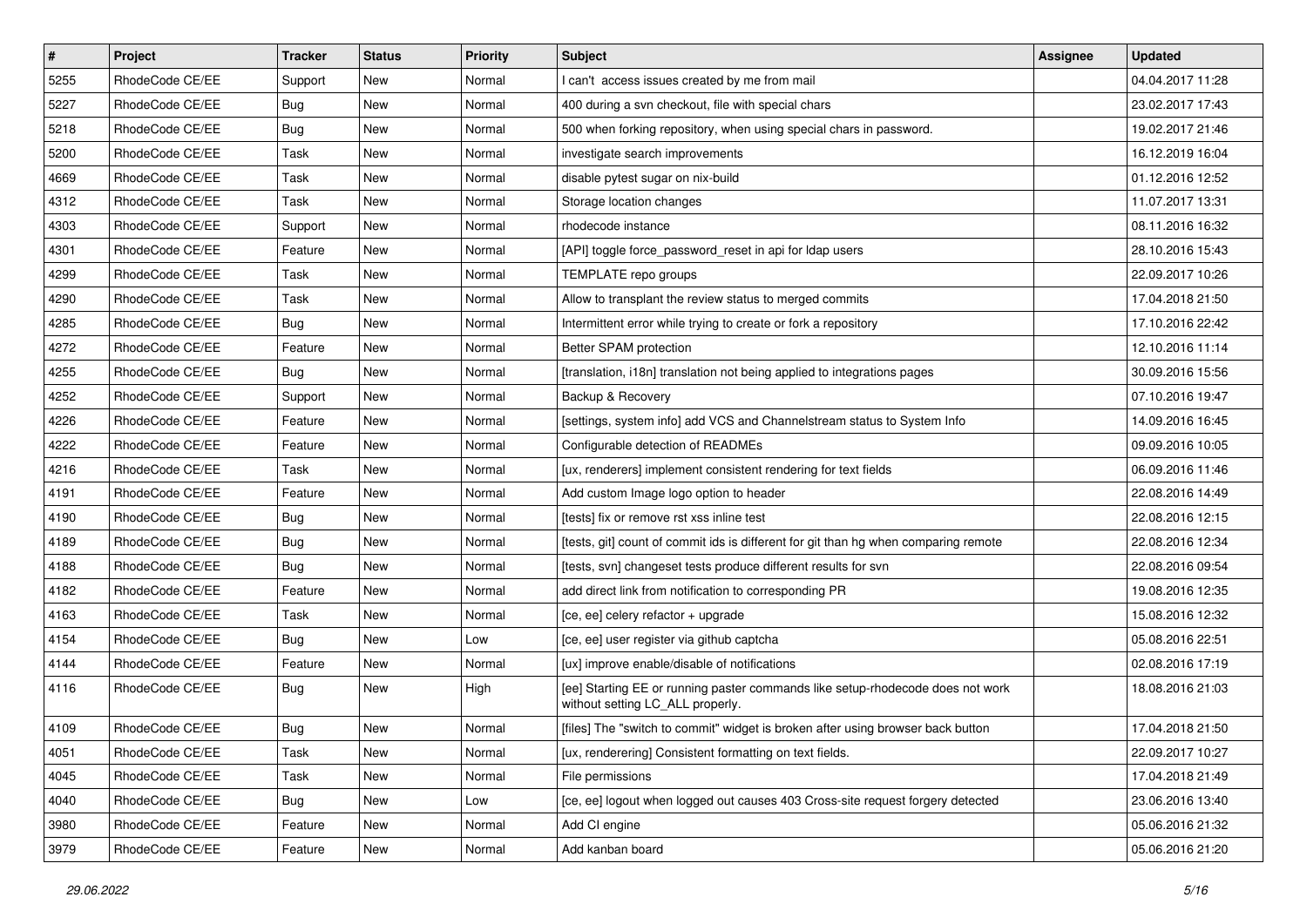| # | Project | Tracker | Status | Priority | Subject | Assignee | Updated |
|---|---|---|---|---|---|---|---|
| 5255 | RhodeCode CE/EE | Support | New | Normal | I can't  access issues created by me from mail | | 04.04.2017 11:28 |
| 5227 | RhodeCode CE/EE | Bug | New | Normal | 400 during a svn checkout, file with special chars | | 23.02.2017 17:43 |
| 5218 | RhodeCode CE/EE | Bug | New | Normal | 500 when forking repository, when using special chars in password. | | 19.02.2017 21:46 |
| 5200 | RhodeCode CE/EE | Task | New | Normal | investigate search improvements | | 16.12.2019 16:04 |
| 4669 | RhodeCode CE/EE | Task | New | Normal | disable pytest sugar on nix-build | | 01.12.2016 12:52 |
| 4312 | RhodeCode CE/EE | Task | New | Normal | Storage location changes | | 11.07.2017 13:31 |
| 4303 | RhodeCode CE/EE | Support | New | Normal | rhodecode instance | | 08.11.2016 16:32 |
| 4301 | RhodeCode CE/EE | Feature | New | Normal | [API] toggle force_password_reset in api for ldap users | | 28.10.2016 15:43 |
| 4299 | RhodeCode CE/EE | Task | New | Normal | TEMPLATE repo groups | | 22.09.2017 10:26 |
| 4290 | RhodeCode CE/EE | Task | New | Normal | Allow to transplant the review status to merged commits | | 17.04.2018 21:50 |
| 4285 | RhodeCode CE/EE | Bug | New | Normal | Intermittent error while trying to create or fork a repository | | 17.10.2016 22:42 |
| 4272 | RhodeCode CE/EE | Feature | New | Normal | Better SPAM protection | | 12.10.2016 11:14 |
| 4255 | RhodeCode CE/EE | Bug | New | Normal | [translation, i18n] translation not being applied to integrations pages | | 30.09.2016 15:56 |
| 4252 | RhodeCode CE/EE | Support | New | Normal | Backup & Recovery | | 07.10.2016 19:47 |
| 4226 | RhodeCode CE/EE | Feature | New | Normal | [settings, system info] add VCS and Channelstream status to System Info | | 14.09.2016 16:45 |
| 4222 | RhodeCode CE/EE | Feature | New | Normal | Configurable detection of READMEs | | 09.09.2016 10:05 |
| 4216 | RhodeCode CE/EE | Task | New | Normal | [ux, renderers] implement consistent rendering for text fields | | 06.09.2016 11:46 |
| 4191 | RhodeCode CE/EE | Feature | New | Normal | Add custom Image logo option to header | | 22.08.2016 14:49 |
| 4190 | RhodeCode CE/EE | Bug | New | Normal | [tests] fix or remove rst xss inline test | | 22.08.2016 12:15 |
| 4189 | RhodeCode CE/EE | Bug | New | Normal | [tests, git] count of commit ids is different for git than hg when comparing remote | | 22.08.2016 12:34 |
| 4188 | RhodeCode CE/EE | Bug | New | Normal | [tests, svn] changeset tests produce different results for svn | | 22.08.2016 09:54 |
| 4182 | RhodeCode CE/EE | Feature | New | Normal | add direct link from notification to corresponding PR | | 19.08.2016 12:35 |
| 4163 | RhodeCode CE/EE | Task | New | Normal | [ce, ee] celery refactor + upgrade | | 15.08.2016 12:32 |
| 4154 | RhodeCode CE/EE | Bug | New | Low | [ce, ee] user register via github captcha | | 05.08.2016 22:51 |
| 4144 | RhodeCode CE/EE | Feature | New | Normal | [ux] improve enable/disable of notifications | | 02.08.2016 17:19 |
| 4116 | RhodeCode CE/EE | Bug | New | High | [ee] Starting EE or running paster commands like setup-rhodecode does not work without setting LC_ALL properly. | | 18.08.2016 21:03 |
| 4109 | RhodeCode CE/EE | Bug | New | Normal | [files] The "switch to commit" widget is broken after using browser back button | | 17.04.2018 21:50 |
| 4051 | RhodeCode CE/EE | Task | New | Normal | [ux, renderering] Consistent formatting on text fields. | | 22.09.2017 10:27 |
| 4045 | RhodeCode CE/EE | Task | New | Normal | File permissions | | 17.04.2018 21:49 |
| 4040 | RhodeCode CE/EE | Bug | New | Low | [ce, ee] logout when logged out causes 403 Cross-site request forgery detected | | 23.06.2016 13:40 |
| 3980 | RhodeCode CE/EE | Feature | New | Normal | Add CI engine | | 05.06.2016 21:32 |
| 3979 | RhodeCode CE/EE | Feature | New | Normal | Add kanban board | | 05.06.2016 21:20 |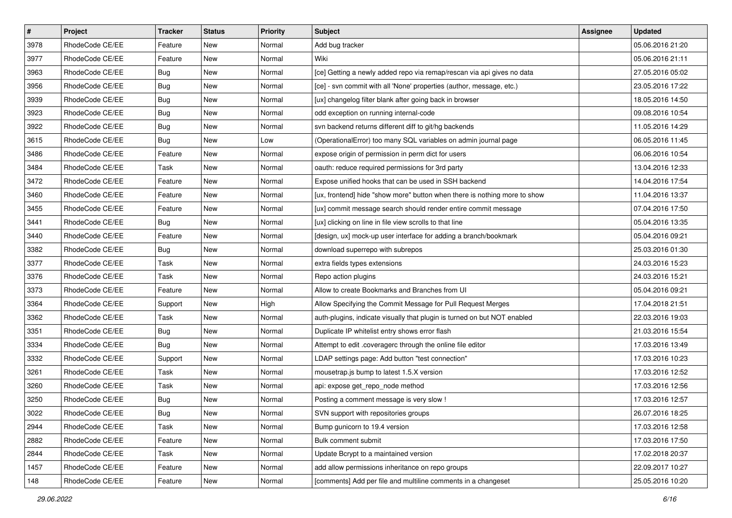| # | Project | Tracker | Status | Priority | Subject | Assignee | Updated |
|---|---|---|---|---|---|---|---|
| 3978 | RhodeCode CE/EE | Feature | New | Normal | Add bug tracker | | 05.06.2016 21:20 |
| 3977 | RhodeCode CE/EE | Feature | New | Normal | Wiki | | 05.06.2016 21:11 |
| 3963 | RhodeCode CE/EE | Bug | New | Normal | [ce] Getting a newly added repo via remap/rescan via api gives no data | | 27.05.2016 05:02 |
| 3956 | RhodeCode CE/EE | Bug | New | Normal | [ce] - svn commit with all 'None' properties (author, message, etc.) | | 23.05.2016 17:22 |
| 3939 | RhodeCode CE/EE | Bug | New | Normal | [ux] changelog filter blank after going back in browser | | 18.05.2016 14:50 |
| 3923 | RhodeCode CE/EE | Bug | New | Normal | odd exception on running internal-code | | 09.08.2016 10:54 |
| 3922 | RhodeCode CE/EE | Bug | New | Normal | svn backend returns different diff to git/hg backends | | 11.05.2016 14:29 |
| 3615 | RhodeCode CE/EE | Bug | New | Low | (OperationalError) too many SQL variables on admin journal page | | 06.05.2016 11:45 |
| 3486 | RhodeCode CE/EE | Feature | New | Normal | expose origin of permission in perm dict for users | | 06.06.2016 10:54 |
| 3484 | RhodeCode CE/EE | Task | New | Normal | oauth: reduce required permissions for 3rd party | | 13.04.2016 12:33 |
| 3472 | RhodeCode CE/EE | Feature | New | Normal | Expose unified hooks that can be used in SSH backend | | 14.04.2016 17:54 |
| 3460 | RhodeCode CE/EE | Feature | New | Normal | [ux, frontend] hide "show more" button when there is nothing more to show | | 11.04.2016 13:37 |
| 3455 | RhodeCode CE/EE | Feature | New | Normal | [ux] commit message search should render entire commit message | | 07.04.2016 17:50 |
| 3441 | RhodeCode CE/EE | Bug | New | Normal | [ux] clicking on line in file view scrolls to that line | | 05.04.2016 13:35 |
| 3440 | RhodeCode CE/EE | Feature | New | Normal | [design, ux] mock-up user interface for adding a branch/bookmark | | 05.04.2016 09:21 |
| 3382 | RhodeCode CE/EE | Bug | New | Normal | download superrepo with subrepos | | 25.03.2016 01:30 |
| 3377 | RhodeCode CE/EE | Task | New | Normal | extra fields types extensions | | 24.03.2016 15:23 |
| 3376 | RhodeCode CE/EE | Task | New | Normal | Repo action plugins | | 24.03.2016 15:21 |
| 3373 | RhodeCode CE/EE | Feature | New | Normal | Allow to create Bookmarks and Branches from UI | | 05.04.2016 09:21 |
| 3364 | RhodeCode CE/EE | Support | New | High | Allow Specifying the Commit Message for Pull Request Merges | | 17.04.2018 21:51 |
| 3362 | RhodeCode CE/EE | Task | New | Normal | auth-plugins, indicate visually that plugin is turned on but NOT enabled | | 22.03.2016 19:03 |
| 3351 | RhodeCode CE/EE | Bug | New | Normal | Duplicate IP whitelist entry shows error flash | | 21.03.2016 15:54 |
| 3334 | RhodeCode CE/EE | Bug | New | Normal | Attempt to edit .coveragerc through the online file editor | | 17.03.2016 13:49 |
| 3332 | RhodeCode CE/EE | Support | New | Normal | LDAP settings page: Add button "test connection" | | 17.03.2016 10:23 |
| 3261 | RhodeCode CE/EE | Task | New | Normal | mousetrap.js bump to latest 1.5.X version | | 17.03.2016 12:52 |
| 3260 | RhodeCode CE/EE | Task | New | Normal | api: expose get_repo_node method | | 17.03.2016 12:56 |
| 3250 | RhodeCode CE/EE | Bug | New | Normal | Posting a comment message is very slow ! | | 17.03.2016 12:57 |
| 3022 | RhodeCode CE/EE | Bug | New | Normal | SVN support with repositories groups | | 26.07.2016 18:25 |
| 2944 | RhodeCode CE/EE | Task | New | Normal | Bump gunicorn to 19.4 version | | 17.03.2016 12:58 |
| 2882 | RhodeCode CE/EE | Feature | New | Normal | Bulk comment submit | | 17.03.2016 17:50 |
| 2844 | RhodeCode CE/EE | Task | New | Normal | Update Bcrypt to a maintained version | | 17.02.2018 20:37 |
| 1457 | RhodeCode CE/EE | Feature | New | Normal | add allow permissions inheritance on repo groups | | 22.09.2017 10:27 |
| 148 | RhodeCode CE/EE | Feature | New | Normal | [comments] Add per file and multiline comments in a changeset | | 25.05.2016 10:20 |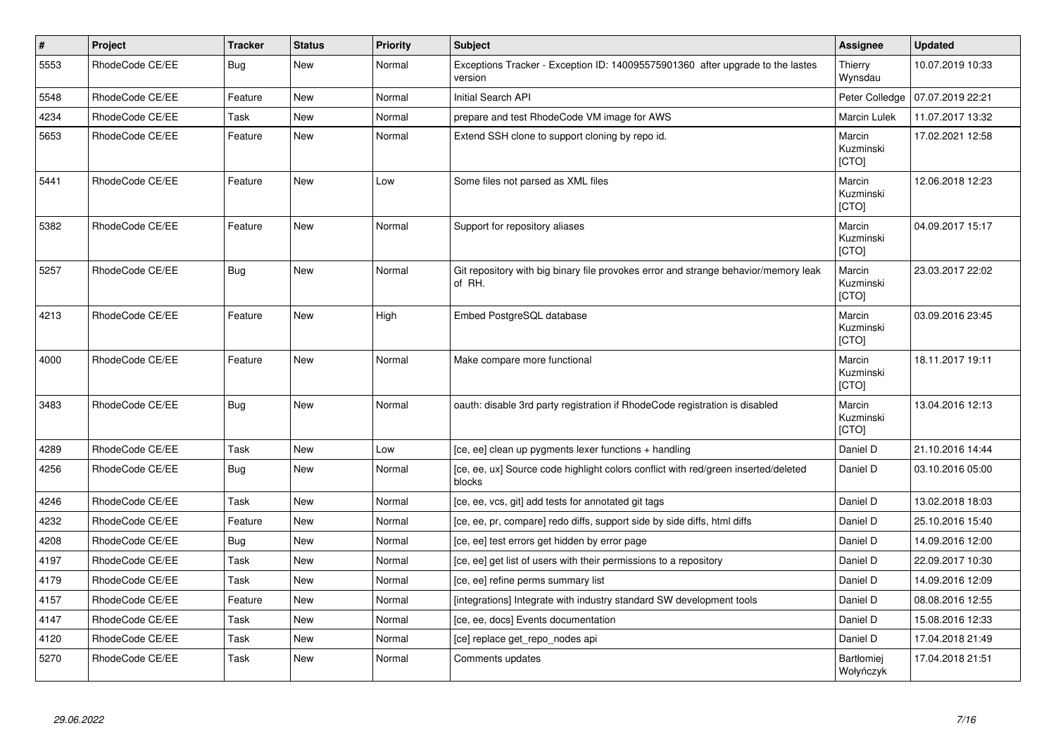| # | Project | Tracker | Status | Priority | Subject | Assignee | Updated |
|---|---|---|---|---|---|---|---|
| 5553 | RhodeCode CE/EE | Bug | New | Normal | Exceptions Tracker - Exception ID: 140095575901360 after upgrade to the lastes version | Thierry Wynsdau | 10.07.2019 10:33 |
| 5548 | RhodeCode CE/EE | Feature | New | Normal | Initial Search API | Peter Colledge | 07.07.2019 22:21 |
| 4234 | RhodeCode CE/EE | Task | New | Normal | prepare and test RhodeCode VM image for AWS | Marcin Lulek | 11.07.2017 13:32 |
| 5653 | RhodeCode CE/EE | Feature | New | Normal | Extend SSH clone to support cloning by repo id. | Marcin Kuzminski [CTO] | 17.02.2021 12:58 |
| 5441 | RhodeCode CE/EE | Feature | New | Low | Some files not parsed as XML files | Marcin Kuzminski [CTO] | 12.06.2018 12:23 |
| 5382 | RhodeCode CE/EE | Feature | New | Normal | Support for repository aliases | Marcin Kuzminski [CTO] | 04.09.2017 15:17 |
| 5257 | RhodeCode CE/EE | Bug | New | Normal | Git repository with big binary file provokes error and strange behavior/memory leak of RH. | Marcin Kuzminski [CTO] | 23.03.2017 22:02 |
| 4213 | RhodeCode CE/EE | Feature | New | High | Embed PostgreSQL database | Marcin Kuzminski [CTO] | 03.09.2016 23:45 |
| 4000 | RhodeCode CE/EE | Feature | New | Normal | Make compare more functional | Marcin Kuzminski [CTO] | 18.11.2017 19:11 |
| 3483 | RhodeCode CE/EE | Bug | New | Normal | oauth: disable 3rd party registration if RhodeCode registration is disabled | Marcin Kuzminski [CTO] | 13.04.2016 12:13 |
| 4289 | RhodeCode CE/EE | Task | New | Low | [ce, ee] clean up pygments lexer functions + handling | Daniel D | 21.10.2016 14:44 |
| 4256 | RhodeCode CE/EE | Bug | New | Normal | [ce, ee, ux] Source code highlight colors conflict with red/green inserted/deleted blocks | Daniel D | 03.10.2016 05:00 |
| 4246 | RhodeCode CE/EE | Task | New | Normal | [ce, ee, vcs, git] add tests for annotated git tags | Daniel D | 13.02.2018 18:03 |
| 4232 | RhodeCode CE/EE | Feature | New | Normal | [ce, ee, pr, compare] redo diffs, support side by side diffs, html diffs | Daniel D | 25.10.2016 15:40 |
| 4208 | RhodeCode CE/EE | Bug | New | Normal | [ce, ee] test errors get hidden by error page | Daniel D | 14.09.2016 12:00 |
| 4197 | RhodeCode CE/EE | Task | New | Normal | [ce, ee] get list of users with their permissions to a repository | Daniel D | 22.09.2017 10:30 |
| 4179 | RhodeCode CE/EE | Task | New | Normal | [ce, ee] refine perms summary list | Daniel D | 14.09.2016 12:09 |
| 4157 | RhodeCode CE/EE | Feature | New | Normal | [integrations] Integrate with industry standard SW development tools | Daniel D | 08.08.2016 12:55 |
| 4147 | RhodeCode CE/EE | Task | New | Normal | [ce, ee, docs] Events documentation | Daniel D | 15.08.2016 12:33 |
| 4120 | RhodeCode CE/EE | Task | New | Normal | [ce] replace get_repo_nodes api | Daniel D | 17.04.2018 21:49 |
| 5270 | RhodeCode CE/EE | Task | New | Normal | Comments updates | Bartłomiej Wołyńczyk | 17.04.2018 21:51 |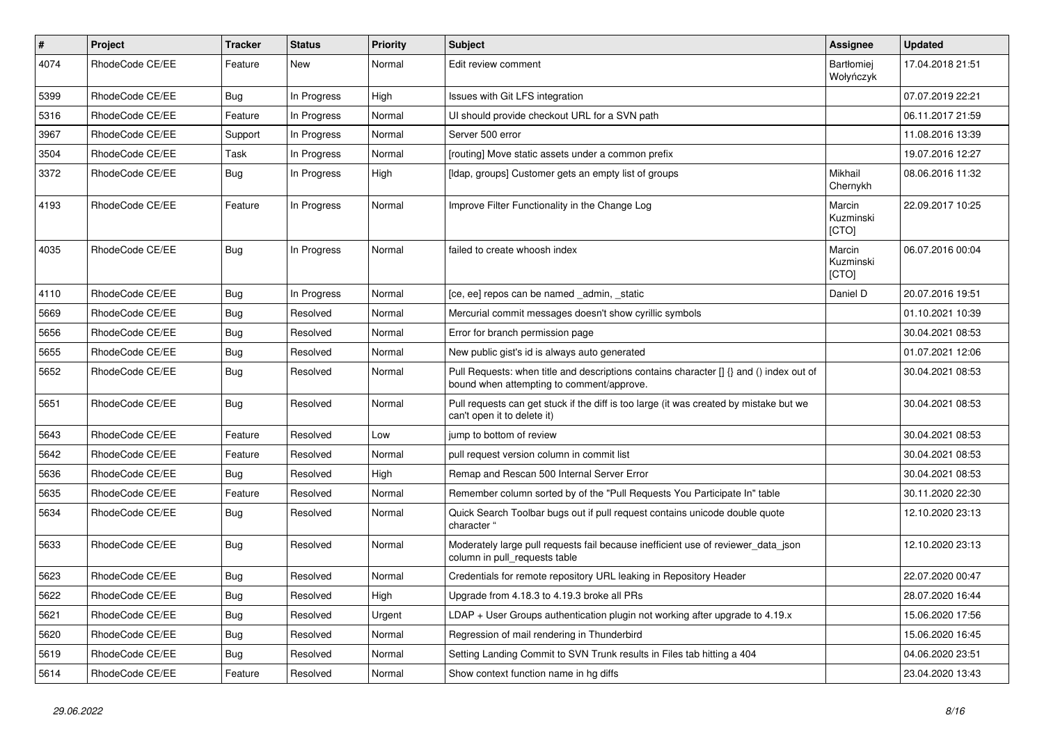| # | Project | Tracker | Status | Priority | Subject | Assignee | Updated |
|---|---|---|---|---|---|---|---|
| 4074 | RhodeCode CE/EE | Feature | New | Normal | Edit review comment | Bartłomiej Wołyńczyk | 17.04.2018 21:51 |
| 5399 | RhodeCode CE/EE | Bug | In Progress | High | Issues with Git LFS integration | | 07.07.2019 22:21 |
| 5316 | RhodeCode CE/EE | Feature | In Progress | Normal | UI should provide checkout URL for a SVN path | | 06.11.2017 21:59 |
| 3967 | RhodeCode CE/EE | Support | In Progress | Normal | Server 500 error | | 11.08.2016 13:39 |
| 3504 | RhodeCode CE/EE | Task | In Progress | Normal | [routing] Move static assets under a common prefix | | 19.07.2016 12:27 |
| 3372 | RhodeCode CE/EE | Bug | In Progress | High | [ldap, groups] Customer gets an empty list of groups | Mikhail Chernykh | 08.06.2016 11:32 |
| 4193 | RhodeCode CE/EE | Feature | In Progress | Normal | Improve Filter Functionality in the Change Log | Marcin Kuzminski [CTO] | 22.09.2017 10:25 |
| 4035 | RhodeCode CE/EE | Bug | In Progress | Normal | failed to create whoosh index | Marcin Kuzminski [CTO] | 06.07.2016 00:04 |
| 4110 | RhodeCode CE/EE | Bug | In Progress | Normal | [ce, ee] repos can be named _admin, _static | Daniel D | 20.07.2016 19:51 |
| 5669 | RhodeCode CE/EE | Bug | Resolved | Normal | Mercurial commit messages doesn't show cyrillic symbols | | 01.10.2021 10:39 |
| 5656 | RhodeCode CE/EE | Bug | Resolved | Normal | Error for branch permission page | | 30.04.2021 08:53 |
| 5655 | RhodeCode CE/EE | Bug | Resolved | Normal | New public gist's id is always auto generated | | 01.07.2021 12:06 |
| 5652 | RhodeCode CE/EE | Bug | Resolved | Normal | Pull Requests: when title and descriptions contains character [] {} and () index out of bound when attempting to comment/approve. | | 30.04.2021 08:53 |
| 5651 | RhodeCode CE/EE | Bug | Resolved | Normal | Pull requests can get stuck if the diff is too large (it was created by mistake but we can't open it to delete it) | | 30.04.2021 08:53 |
| 5643 | RhodeCode CE/EE | Feature | Resolved | Low | jump to bottom of review | | 30.04.2021 08:53 |
| 5642 | RhodeCode CE/EE | Feature | Resolved | Normal | pull request version column in commit list | | 30.04.2021 08:53 |
| 5636 | RhodeCode CE/EE | Bug | Resolved | High | Remap and Rescan 500 Internal Server Error | | 30.04.2021 08:53 |
| 5635 | RhodeCode CE/EE | Feature | Resolved | Normal | Remember column sorted by of the "Pull Requests You Participate In" table | | 30.11.2020 22:30 |
| 5634 | RhodeCode CE/EE | Bug | Resolved | Normal | Quick Search Toolbar bugs out if pull request contains unicode double quote character " | | 12.10.2020 23:13 |
| 5633 | RhodeCode CE/EE | Bug | Resolved | Normal | Moderately large pull requests fail because inefficient use of reviewer_data_json column in pull_requests table | | 12.10.2020 23:13 |
| 5623 | RhodeCode CE/EE | Bug | Resolved | Normal | Credentials for remote repository URL leaking in Repository Header | | 22.07.2020 00:47 |
| 5622 | RhodeCode CE/EE | Bug | Resolved | High | Upgrade from 4.18.3 to 4.19.3 broke all PRs | | 28.07.2020 16:44 |
| 5621 | RhodeCode CE/EE | Bug | Resolved | Urgent | LDAP + User Groups authentication plugin not working after upgrade to 4.19.x | | 15.06.2020 17:56 |
| 5620 | RhodeCode CE/EE | Bug | Resolved | Normal | Regression of mail rendering in Thunderbird | | 15.06.2020 16:45 |
| 5619 | RhodeCode CE/EE | Bug | Resolved | Normal | Setting Landing Commit to SVN Trunk results in Files tab hitting a 404 | | 04.06.2020 23:51 |
| 5614 | RhodeCode CE/EE | Feature | Resolved | Normal | Show context function name in hg diffs | | 23.04.2020 13:43 |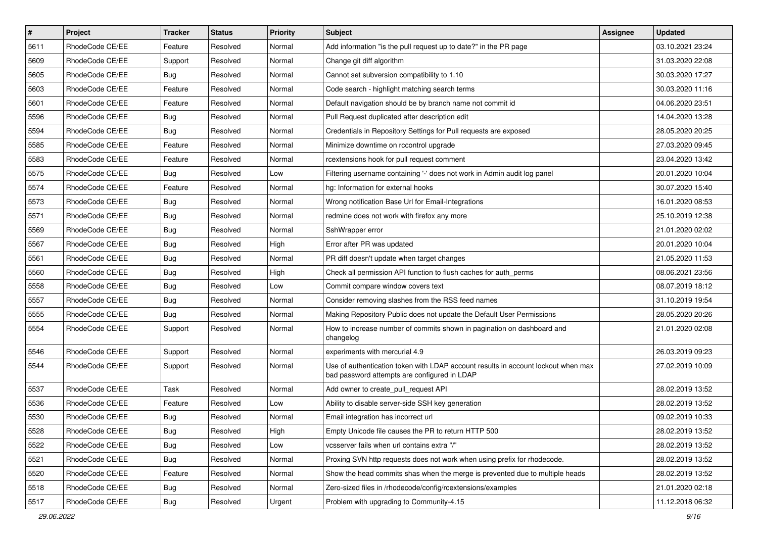| # | Project | Tracker | Status | Priority | Subject | Assignee | Updated |
|---|---|---|---|---|---|---|---|
| 5611 | RhodeCode CE/EE | Feature | Resolved | Normal | Add information "is the pull request up to date?" in the PR page | | 03.10.2021 23:24 |
| 5609 | RhodeCode CE/EE | Support | Resolved | Normal | Change git diff algorithm | | 31.03.2020 22:08 |
| 5605 | RhodeCode CE/EE | Bug | Resolved | Normal | Cannot set subversion compatibility to 1.10 | | 30.03.2020 17:27 |
| 5603 | RhodeCode CE/EE | Feature | Resolved | Normal | Code search - highlight matching search terms | | 30.03.2020 11:16 |
| 5601 | RhodeCode CE/EE | Feature | Resolved | Normal | Default navigation should be by branch name not commit id | | 04.06.2020 23:51 |
| 5596 | RhodeCode CE/EE | Bug | Resolved | Normal | Pull Request duplicated after description edit | | 14.04.2020 13:28 |
| 5594 | RhodeCode CE/EE | Bug | Resolved | Normal | Credentials in Repository Settings for Pull requests are exposed | | 28.05.2020 20:25 |
| 5585 | RhodeCode CE/EE | Feature | Resolved | Normal | Minimize downtime on rccontrol upgrade | | 27.03.2020 09:45 |
| 5583 | RhodeCode CE/EE | Feature | Resolved | Normal | rcextensions hook for pull request comment | | 23.04.2020 13:42 |
| 5575 | RhodeCode CE/EE | Bug | Resolved | Low | Filtering username containing '-' does not work in Admin audit log panel | | 20.01.2020 10:04 |
| 5574 | RhodeCode CE/EE | Feature | Resolved | Normal | hg: Information for external hooks | | 30.07.2020 15:40 |
| 5573 | RhodeCode CE/EE | Bug | Resolved | Normal | Wrong notification Base Url for Email-Integrations | | 16.01.2020 08:53 |
| 5571 | RhodeCode CE/EE | Bug | Resolved | Normal | redmine does not work with firefox any more | | 25.10.2019 12:38 |
| 5569 | RhodeCode CE/EE | Bug | Resolved | Normal | SshWrapper error | | 21.01.2020 02:02 |
| 5567 | RhodeCode CE/EE | Bug | Resolved | High | Error after PR was updated | | 20.01.2020 10:04 |
| 5561 | RhodeCode CE/EE | Bug | Resolved | Normal | PR diff doesn't update when target changes | | 21.05.2020 11:53 |
| 5560 | RhodeCode CE/EE | Bug | Resolved | High | Check all permission API function to flush caches for auth_perms | | 08.06.2021 23:56 |
| 5558 | RhodeCode CE/EE | Bug | Resolved | Low | Commit compare window covers text | | 08.07.2019 18:12 |
| 5557 | RhodeCode CE/EE | Bug | Resolved | Normal | Consider removing slashes from the RSS feed names | | 31.10.2019 19:54 |
| 5555 | RhodeCode CE/EE | Bug | Resolved | Normal | Making Repository Public does not update the Default User Permissions | | 28.05.2020 20:26 |
| 5554 | RhodeCode CE/EE | Support | Resolved | Normal | How to increase number of commits shown in pagination on dashboard and changelog | | 21.01.2020 02:08 |
| 5546 | RhodeCode CE/EE | Support | Resolved | Normal | experiments with mercurial 4.9 | | 26.03.2019 09:23 |
| 5544 | RhodeCode CE/EE | Support | Resolved | Normal | Use of authentication token with LDAP account results in account lockout when max bad password attempts are configured in LDAP | | 27.02.2019 10:09 |
| 5537 | RhodeCode CE/EE | Task | Resolved | Normal | Add owner to create_pull_request API | | 28.02.2019 13:52 |
| 5536 | RhodeCode CE/EE | Feature | Resolved | Low | Ability to disable server-side SSH key generation | | 28.02.2019 13:52 |
| 5530 | RhodeCode CE/EE | Bug | Resolved | Normal | Email integration has incorrect url | | 09.02.2019 10:33 |
| 5528 | RhodeCode CE/EE | Bug | Resolved | High | Empty Unicode file causes the PR to return HTTP 500 | | 28.02.2019 13:52 |
| 5522 | RhodeCode CE/EE | Bug | Resolved | Low | vcsserver fails when url contains extra "/" | | 28.02.2019 13:52 |
| 5521 | RhodeCode CE/EE | Bug | Resolved | Normal | Proxing SVN http requests does not work when using prefix for rhodecode. | | 28.02.2019 13:52 |
| 5520 | RhodeCode CE/EE | Feature | Resolved | Normal | Show the head commits shas when the merge is prevented due to multiple heads | | 28.02.2019 13:52 |
| 5518 | RhodeCode CE/EE | Bug | Resolved | Normal | Zero-sized files in /rhodecode/config/rcextensions/examples | | 21.01.2020 02:18 |
| 5517 | RhodeCode CE/EE | Bug | Resolved | Urgent | Problem with upgrading to Community-4.15 | | 11.12.2018 06:32 |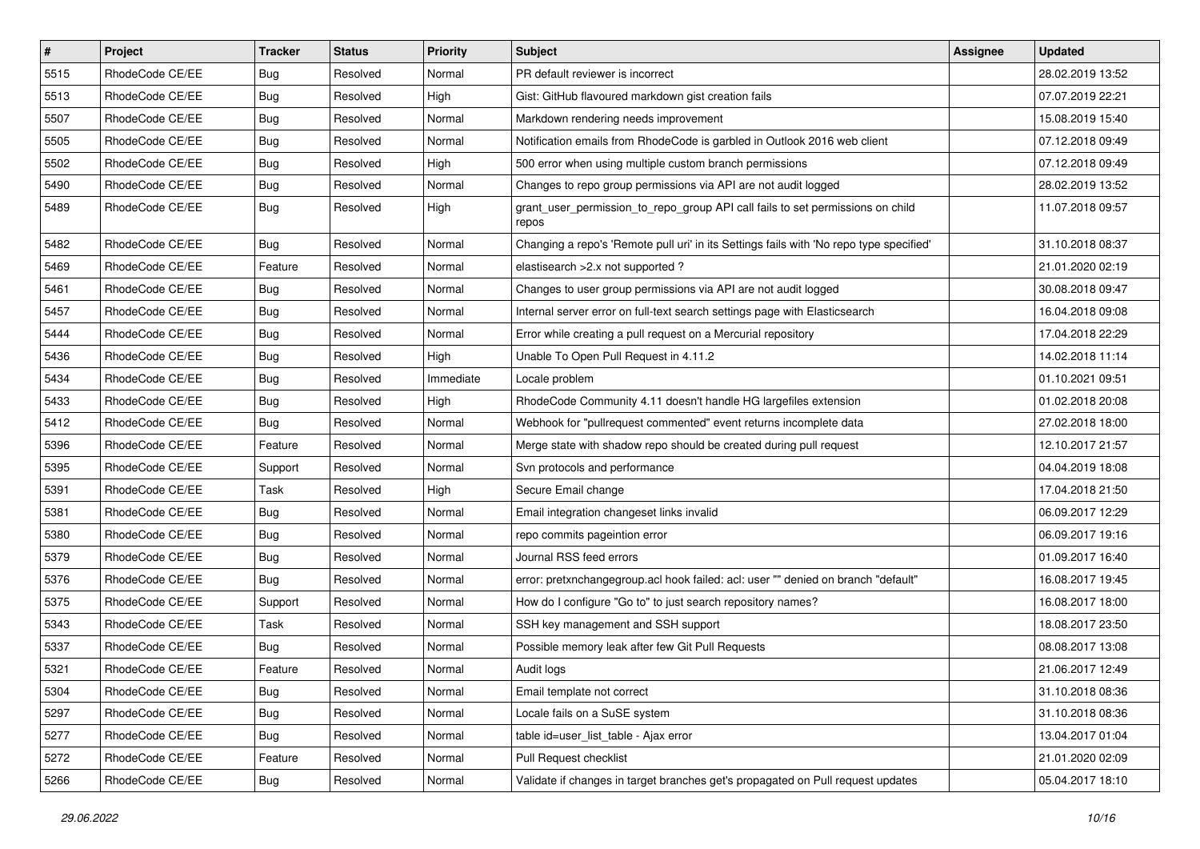| # | Project | Tracker | Status | Priority | Subject | Assignee | Updated |
|---|---|---|---|---|---|---|---|
| 5515 | RhodeCode CE/EE | Bug | Resolved | Normal | PR default reviewer is incorrect | | 28.02.2019 13:52 |
| 5513 | RhodeCode CE/EE | Bug | Resolved | High | Gist: GitHub flavoured markdown gist creation fails | | 07.07.2019 22:21 |
| 5507 | RhodeCode CE/EE | Bug | Resolved | Normal | Markdown rendering needs improvement | | 15.08.2019 15:40 |
| 5505 | RhodeCode CE/EE | Bug | Resolved | Normal | Notification emails from RhodeCode is garbled in Outlook 2016 web client | | 07.12.2018 09:49 |
| 5502 | RhodeCode CE/EE | Bug | Resolved | High | 500 error when using multiple custom branch permissions | | 07.12.2018 09:49 |
| 5490 | RhodeCode CE/EE | Bug | Resolved | Normal | Changes to repo group permissions via API are not audit logged | | 28.02.2019 13:52 |
| 5489 | RhodeCode CE/EE | Bug | Resolved | High | grant_user_permission_to_repo_group API call fails to set permissions on child repos | | 11.07.2018 09:57 |
| 5482 | RhodeCode CE/EE | Bug | Resolved | Normal | Changing a repo's 'Remote pull uri' in its Settings fails with 'No repo type specified' | | 31.10.2018 08:37 |
| 5469 | RhodeCode CE/EE | Feature | Resolved | Normal | elastisearch >2.x not supported ? | | 21.01.2020 02:19 |
| 5461 | RhodeCode CE/EE | Bug | Resolved | Normal | Changes to user group permissions via API are not audit logged | | 30.08.2018 09:47 |
| 5457 | RhodeCode CE/EE | Bug | Resolved | Normal | Internal server error on full-text search settings page with Elasticsearch | | 16.04.2018 09:08 |
| 5444 | RhodeCode CE/EE | Bug | Resolved | Normal | Error while creating a pull request on a Mercurial repository | | 17.04.2018 22:29 |
| 5436 | RhodeCode CE/EE | Bug | Resolved | High | Unable To Open Pull Request in 4.11.2 | | 14.02.2018 11:14 |
| 5434 | RhodeCode CE/EE | Bug | Resolved | Immediate | Locale problem | | 01.10.2021 09:51 |
| 5433 | RhodeCode CE/EE | Bug | Resolved | High | RhodeCode Community 4.11 doesn't handle HG largefiles extension | | 01.02.2018 20:08 |
| 5412 | RhodeCode CE/EE | Bug | Resolved | Normal | Webhook for "pullrequest commented" event returns incomplete data | | 27.02.2018 18:00 |
| 5396 | RhodeCode CE/EE | Feature | Resolved | Normal | Merge state with shadow repo should be created during pull request | | 12.10.2017 21:57 |
| 5395 | RhodeCode CE/EE | Support | Resolved | Normal | Svn protocols and performance | | 04.04.2019 18:08 |
| 5391 | RhodeCode CE/EE | Task | Resolved | High | Secure Email change | | 17.04.2018 21:50 |
| 5381 | RhodeCode CE/EE | Bug | Resolved | Normal | Email integration changeset links invalid | | 06.09.2017 12:29 |
| 5380 | RhodeCode CE/EE | Bug | Resolved | Normal | repo commits pageintion error | | 06.09.2017 19:16 |
| 5379 | RhodeCode CE/EE | Bug | Resolved | Normal | Journal RSS feed errors | | 01.09.2017 16:40 |
| 5376 | RhodeCode CE/EE | Bug | Resolved | Normal | error: pretxnchangegroup.acl hook failed: acl: user "" denied on branch "default" | | 16.08.2017 19:45 |
| 5375 | RhodeCode CE/EE | Support | Resolved | Normal | How do I configure "Go to" to just search repository names? | | 16.08.2017 18:00 |
| 5343 | RhodeCode CE/EE | Task | Resolved | Normal | SSH key management and SSH support | | 18.08.2017 23:50 |
| 5337 | RhodeCode CE/EE | Bug | Resolved | Normal | Possible memory leak after few Git Pull Requests | | 08.08.2017 13:08 |
| 5321 | RhodeCode CE/EE | Feature | Resolved | Normal | Audit logs | | 21.06.2017 12:49 |
| 5304 | RhodeCode CE/EE | Bug | Resolved | Normal | Email template not correct | | 31.10.2018 08:36 |
| 5297 | RhodeCode CE/EE | Bug | Resolved | Normal | Locale fails on a SuSE system | | 31.10.2018 08:36 |
| 5277 | RhodeCode CE/EE | Bug | Resolved | Normal | table id=user_list_table - Ajax error | | 13.04.2017 01:04 |
| 5272 | RhodeCode CE/EE | Feature | Resolved | Normal | Pull Request checklist | | 21.01.2020 02:09 |
| 5266 | RhodeCode CE/EE | Bug | Resolved | Normal | Validate if changes in target branches get's propagated on Pull request updates | | 05.04.2017 18:10 |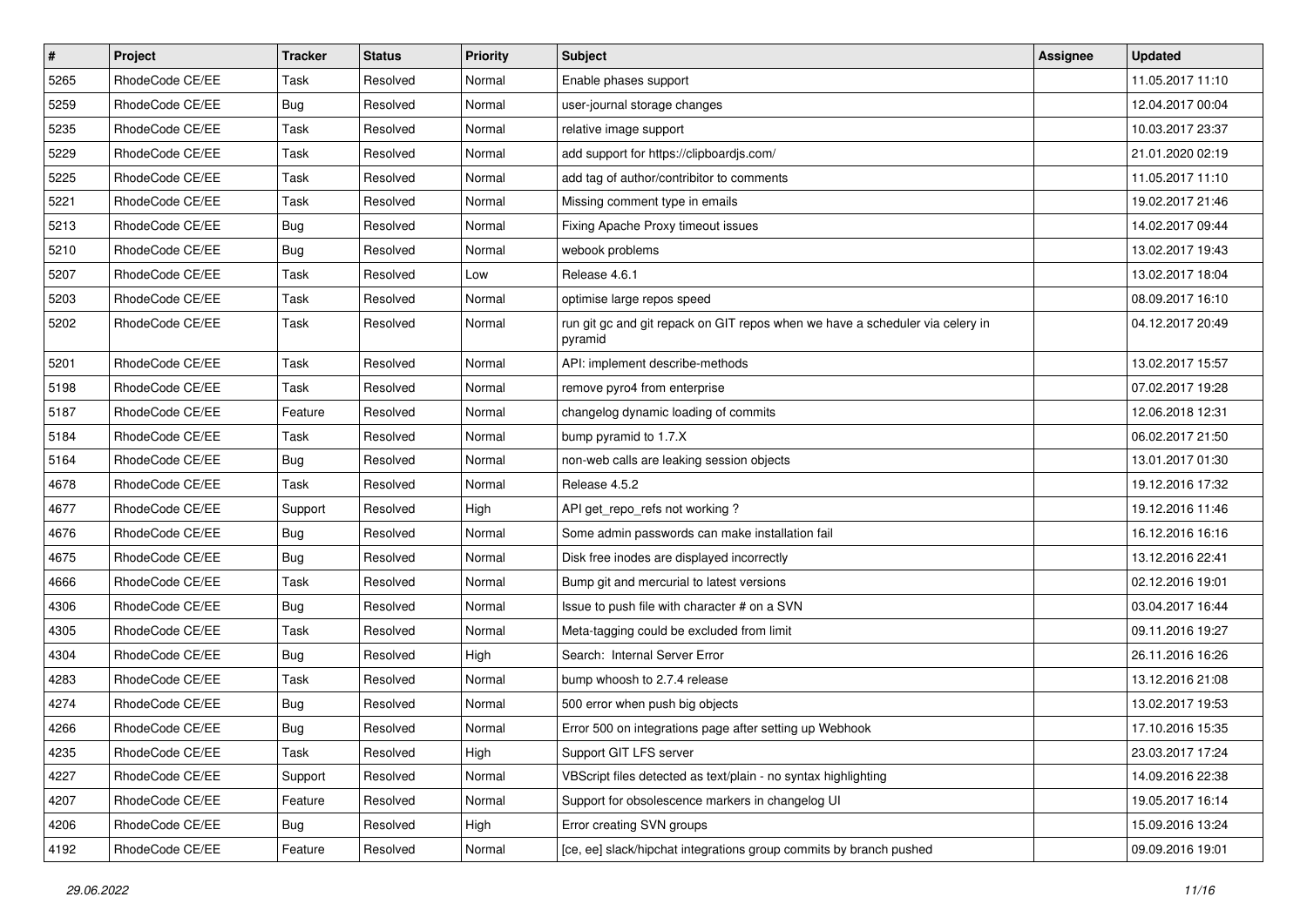| # | Project | Tracker | Status | Priority | Subject | Assignee | Updated |
|---|---|---|---|---|---|---|---|
| 5265 | RhodeCode CE/EE | Task | Resolved | Normal | Enable phases support | | 11.05.2017 11:10 |
| 5259 | RhodeCode CE/EE | Bug | Resolved | Normal | user-journal storage changes | | 12.04.2017 00:04 |
| 5235 | RhodeCode CE/EE | Task | Resolved | Normal | relative image support | | 10.03.2017 23:37 |
| 5229 | RhodeCode CE/EE | Task | Resolved | Normal | add support for https://clipboardjs.com/ | | 21.01.2020 02:19 |
| 5225 | RhodeCode CE/EE | Task | Resolved | Normal | add tag of author/contribitor to comments | | 11.05.2017 11:10 |
| 5221 | RhodeCode CE/EE | Task | Resolved | Normal | Missing comment type in emails | | 19.02.2017 21:46 |
| 5213 | RhodeCode CE/EE | Bug | Resolved | Normal | Fixing Apache Proxy timeout issues | | 14.02.2017 09:44 |
| 5210 | RhodeCode CE/EE | Bug | Resolved | Normal | webook problems | | 13.02.2017 19:43 |
| 5207 | RhodeCode CE/EE | Task | Resolved | Low | Release 4.6.1 | | 13.02.2017 18:04 |
| 5203 | RhodeCode CE/EE | Task | Resolved | Normal | optimise large repos speed | | 08.09.2017 16:10 |
| 5202 | RhodeCode CE/EE | Task | Resolved | Normal | run git gc and git repack on GIT repos when we have a scheduler via celery in pyramid | | 04.12.2017 20:49 |
| 5201 | RhodeCode CE/EE | Task | Resolved | Normal | API: implement describe-methods | | 13.02.2017 15:57 |
| 5198 | RhodeCode CE/EE | Task | Resolved | Normal | remove pyro4 from enterprise | | 07.02.2017 19:28 |
| 5187 | RhodeCode CE/EE | Feature | Resolved | Normal | changelog dynamic loading of commits | | 12.06.2018 12:31 |
| 5184 | RhodeCode CE/EE | Task | Resolved | Normal | bump pyramid to 1.7.X | | 06.02.2017 21:50 |
| 5164 | RhodeCode CE/EE | Bug | Resolved | Normal | non-web calls are leaking session objects | | 13.01.2017 01:30 |
| 4678 | RhodeCode CE/EE | Task | Resolved | Normal | Release 4.5.2 | | 19.12.2016 17:32 |
| 4677 | RhodeCode CE/EE | Support | Resolved | High | API get_repo_refs not working ? | | 19.12.2016 11:46 |
| 4676 | RhodeCode CE/EE | Bug | Resolved | Normal | Some admin passwords can make installation fail | | 16.12.2016 16:16 |
| 4675 | RhodeCode CE/EE | Bug | Resolved | Normal | Disk free inodes are displayed incorrectly | | 13.12.2016 22:41 |
| 4666 | RhodeCode CE/EE | Task | Resolved | Normal | Bump git and mercurial to latest versions | | 02.12.2016 19:01 |
| 4306 | RhodeCode CE/EE | Bug | Resolved | Normal | Issue to push file with character # on a SVN | | 03.04.2017 16:44 |
| 4305 | RhodeCode CE/EE | Task | Resolved | Normal | Meta-tagging could be excluded from limit | | 09.11.2016 19:27 |
| 4304 | RhodeCode CE/EE | Bug | Resolved | High | Search: Internal Server Error | | 26.11.2016 16:26 |
| 4283 | RhodeCode CE/EE | Task | Resolved | Normal | bump whoosh to 2.7.4 release | | 13.12.2016 21:08 |
| 4274 | RhodeCode CE/EE | Bug | Resolved | Normal | 500 error when push big objects | | 13.02.2017 19:53 |
| 4266 | RhodeCode CE/EE | Bug | Resolved | Normal | Error 500 on integrations page after setting up Webhook | | 17.10.2016 15:35 |
| 4235 | RhodeCode CE/EE | Task | Resolved | High | Support GIT LFS server | | 23.03.2017 17:24 |
| 4227 | RhodeCode CE/EE | Support | Resolved | Normal | VBScript files detected as text/plain - no syntax highlighting | | 14.09.2016 22:38 |
| 4207 | RhodeCode CE/EE | Feature | Resolved | Normal | Support for obsolescence markers in changelog UI | | 19.05.2017 16:14 |
| 4206 | RhodeCode CE/EE | Bug | Resolved | High | Error creating SVN groups | | 15.09.2016 13:24 |
| 4192 | RhodeCode CE/EE | Feature | Resolved | Normal | [ce, ee] slack/hipchat integrations group commits by branch pushed | | 09.09.2016 19:01 |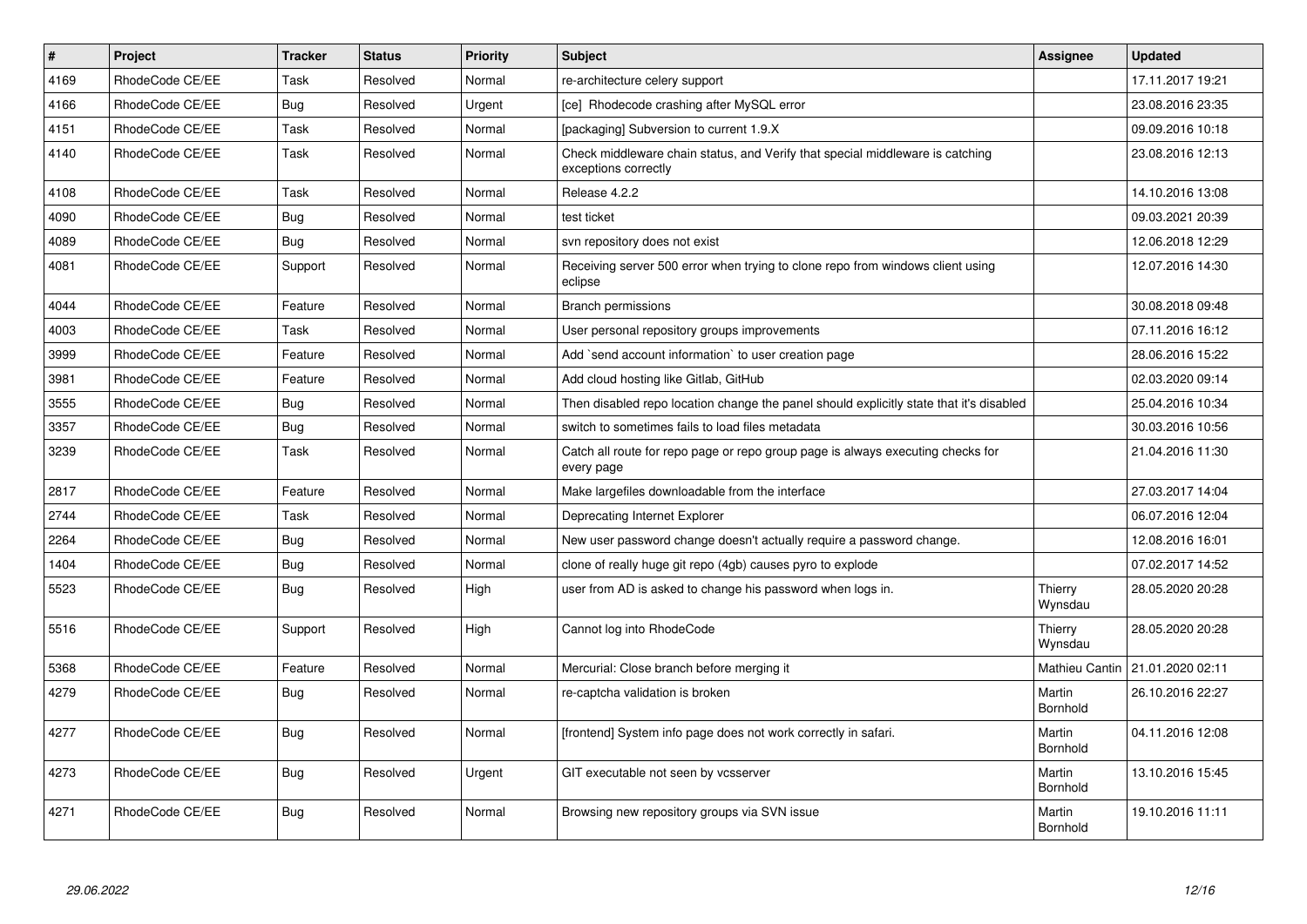| # | Project | Tracker | Status | Priority | Subject | Assignee | Updated |
|---|---|---|---|---|---|---|---|
| 4169 | RhodeCode CE/EE | Task | Resolved | Normal | re-architecture celery support | | 17.11.2017 19:21 |
| 4166 | RhodeCode CE/EE | Bug | Resolved | Urgent | [ce]  Rhodecode crashing after MySQL error | | 23.08.2016 23:35 |
| 4151 | RhodeCode CE/EE | Task | Resolved | Normal | [packaging] Subversion to current 1.9.X | | 09.09.2016 10:18 |
| 4140 | RhodeCode CE/EE | Task | Resolved | Normal | Check middleware chain status, and Verify that special middleware is catching exceptions correctly | | 23.08.2016 12:13 |
| 4108 | RhodeCode CE/EE | Task | Resolved | Normal | Release 4.2.2 | | 14.10.2016 13:08 |
| 4090 | RhodeCode CE/EE | Bug | Resolved | Normal | test ticket | | 09.03.2021 20:39 |
| 4089 | RhodeCode CE/EE | Bug | Resolved | Normal | svn repository does not exist | | 12.06.2018 12:29 |
| 4081 | RhodeCode CE/EE | Support | Resolved | Normal | Receiving server 500 error when trying to clone repo from windows client using eclipse | | 12.07.2016 14:30 |
| 4044 | RhodeCode CE/EE | Feature | Resolved | Normal | Branch permissions | | 30.08.2018 09:48 |
| 4003 | RhodeCode CE/EE | Task | Resolved | Normal | User personal repository groups improvements | | 07.11.2016 16:12 |
| 3999 | RhodeCode CE/EE | Feature | Resolved | Normal | Add `send account information` to user creation page | | 28.06.2016 15:22 |
| 3981 | RhodeCode CE/EE | Feature | Resolved | Normal | Add cloud hosting like Gitlab, GitHub | | 02.03.2020 09:14 |
| 3555 | RhodeCode CE/EE | Bug | Resolved | Normal | Then disabled repo location change the panel should explicitly state that it's disabled | | 25.04.2016 10:34 |
| 3357 | RhodeCode CE/EE | Bug | Resolved | Normal | switch to sometimes fails to load files metadata | | 30.03.2016 10:56 |
| 3239 | RhodeCode CE/EE | Task | Resolved | Normal | Catch all route for repo page or repo group page is always executing checks for every page | | 21.04.2016 11:30 |
| 2817 | RhodeCode CE/EE | Feature | Resolved | Normal | Make largefiles downloadable from the interface | | 27.03.2017 14:04 |
| 2744 | RhodeCode CE/EE | Task | Resolved | Normal | Deprecating Internet Explorer | | 06.07.2016 12:04 |
| 2264 | RhodeCode CE/EE | Bug | Resolved | Normal | New user password change doesn't actually require a password change. | | 12.08.2016 16:01 |
| 1404 | RhodeCode CE/EE | Bug | Resolved | Normal | clone of really huge git repo (4gb) causes pyro to explode | | 07.02.2017 14:52 |
| 5523 | RhodeCode CE/EE | Bug | Resolved | High | user from AD is asked to change his password when logs in. | Thierry Wynsdau | 28.05.2020 20:28 |
| 5516 | RhodeCode CE/EE | Support | Resolved | High | Cannot log into RhodeCode | Thierry Wynsdau | 28.05.2020 20:28 |
| 5368 | RhodeCode CE/EE | Feature | Resolved | Normal | Mercurial: Close branch before merging it | Mathieu Cantin | 21.01.2020 02:11 |
| 4279 | RhodeCode CE/EE | Bug | Resolved | Normal | re-captcha validation is broken | Martin Bornhold | 26.10.2016 22:27 |
| 4277 | RhodeCode CE/EE | Bug | Resolved | Normal | [frontend] System info page does not work correctly in safari. | Martin Bornhold | 04.11.2016 12:08 |
| 4273 | RhodeCode CE/EE | Bug | Resolved | Urgent | GIT executable not seen by vcsserver | Martin Bornhold | 13.10.2016 15:45 |
| 4271 | RhodeCode CE/EE | Bug | Resolved | Normal | Browsing new repository groups via SVN issue | Martin Bornhold | 19.10.2016 11:11 |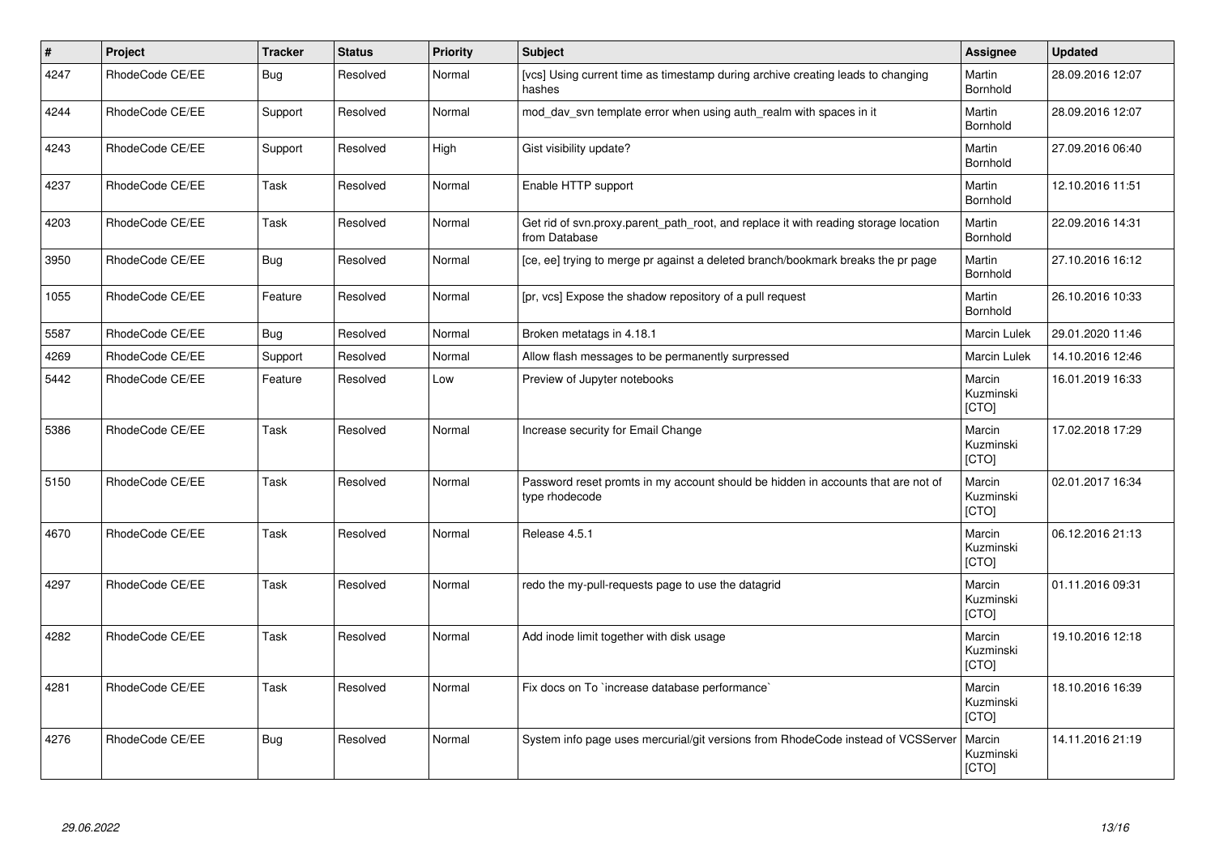| # | Project | Tracker | Status | Priority | Subject | Assignee | Updated |
|---|---|---|---|---|---|---|---|
| 4247 | RhodeCode CE/EE | Bug | Resolved | Normal | [vcs] Using current time as timestamp during archive creating leads to changing hashes | Martin Bornhold | 28.09.2016 12:07 |
| 4244 | RhodeCode CE/EE | Support | Resolved | Normal | mod_dav_svn template error when using auth_realm with spaces in it | Martin Bornhold | 28.09.2016 12:07 |
| 4243 | RhodeCode CE/EE | Support | Resolved | High | Gist visibility update? | Martin Bornhold | 27.09.2016 06:40 |
| 4237 | RhodeCode CE/EE | Task | Resolved | Normal | Enable HTTP support | Martin Bornhold | 12.10.2016 11:51 |
| 4203 | RhodeCode CE/EE | Task | Resolved | Normal | Get rid of svn.proxy.parent_path_root, and replace it with reading storage location from Database | Martin Bornhold | 22.09.2016 14:31 |
| 3950 | RhodeCode CE/EE | Bug | Resolved | Normal | [ce, ee] trying to merge pr against a deleted branch/bookmark breaks the pr page | Martin Bornhold | 27.10.2016 16:12 |
| 1055 | RhodeCode CE/EE | Feature | Resolved | Normal | [pr, vcs] Expose the shadow repository of a pull request | Martin Bornhold | 26.10.2016 10:33 |
| 5587 | RhodeCode CE/EE | Bug | Resolved | Normal | Broken metatags in 4.18.1 | Marcin Lulek | 29.01.2020 11:46 |
| 4269 | RhodeCode CE/EE | Support | Resolved | Normal | Allow flash messages to be permanently surpressed | Marcin Lulek | 14.10.2016 12:46 |
| 5442 | RhodeCode CE/EE | Feature | Resolved | Low | Preview of Jupyter notebooks | Marcin Kuzminski [CTO] | 16.01.2019 16:33 |
| 5386 | RhodeCode CE/EE | Task | Resolved | Normal | Increase security for Email Change | Marcin Kuzminski [CTO] | 17.02.2018 17:29 |
| 5150 | RhodeCode CE/EE | Task | Resolved | Normal | Password reset promts in my account should be hidden in accounts that are not of type rhodecode | Marcin Kuzminski [CTO] | 02.01.2017 16:34 |
| 4670 | RhodeCode CE/EE | Task | Resolved | Normal | Release 4.5.1 | Marcin Kuzminski [CTO] | 06.12.2016 21:13 |
| 4297 | RhodeCode CE/EE | Task | Resolved | Normal | redo the my-pull-requests page to use the datagrid | Marcin Kuzminski [CTO] | 01.11.2016 09:31 |
| 4282 | RhodeCode CE/EE | Task | Resolved | Normal | Add inode limit together with disk usage | Marcin Kuzminski [CTO] | 19.10.2016 12:18 |
| 4281 | RhodeCode CE/EE | Task | Resolved | Normal | Fix docs on To `increase database performance` | Marcin Kuzminski [CTO] | 18.10.2016 16:39 |
| 4276 | RhodeCode CE/EE | Bug | Resolved | Normal | System info page uses mercurial/git versions from RhodeCode instead of VCSServer | Marcin Kuzminski [CTO] | 14.11.2016 21:19 |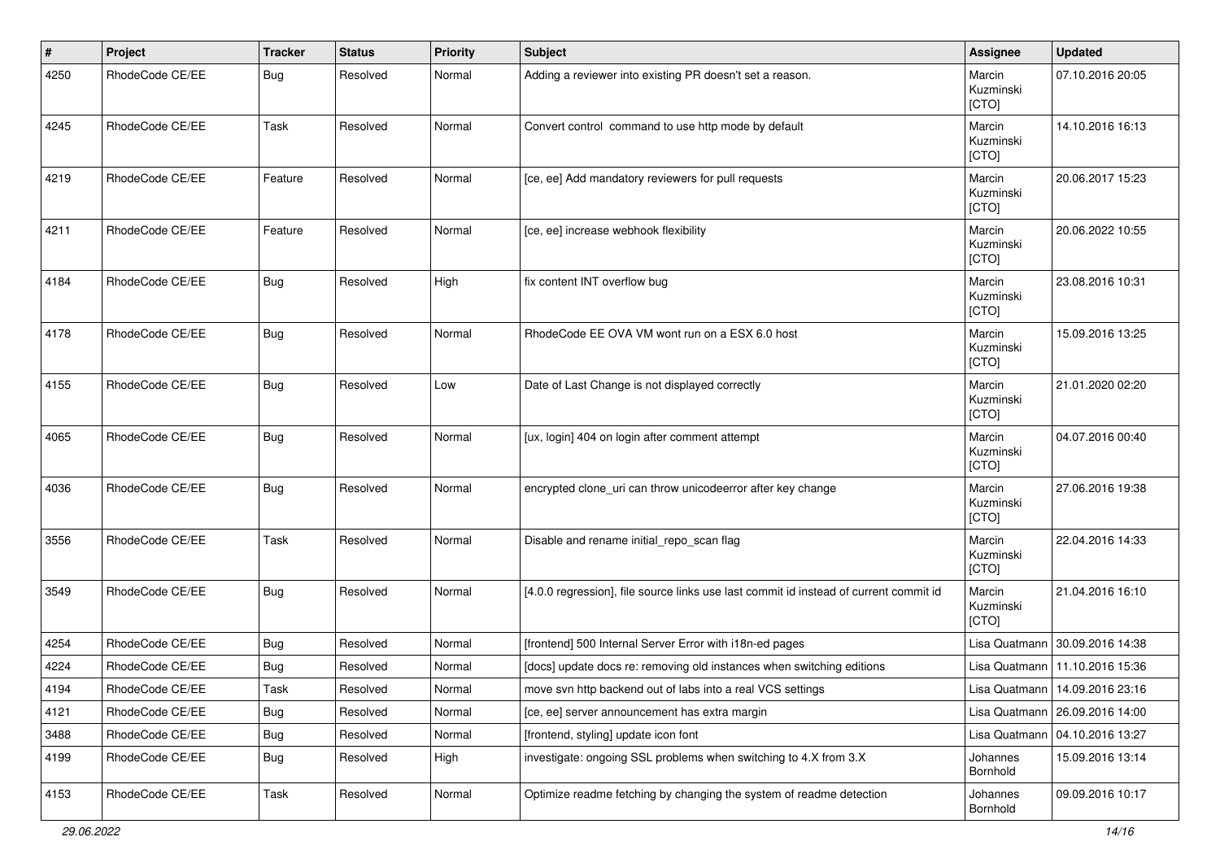| # | Project | Tracker | Status | Priority | Subject | Assignee | Updated |
|---|---|---|---|---|---|---|---|
| 4250 | RhodeCode CE/EE | Bug | Resolved | Normal | Adding a reviewer into existing PR doesn't set a reason. | Marcin Kuzminski [CTO] | 07.10.2016 20:05 |
| 4245 | RhodeCode CE/EE | Task | Resolved | Normal | Convert control command to use http mode by default | Marcin Kuzminski [CTO] | 14.10.2016 16:13 |
| 4219 | RhodeCode CE/EE | Feature | Resolved | Normal | [ce, ee] Add mandatory reviewers for pull requests | Marcin Kuzminski [CTO] | 20.06.2017 15:23 |
| 4211 | RhodeCode CE/EE | Feature | Resolved | Normal | [ce, ee] increase webhook flexibility | Marcin Kuzminski [CTO] | 20.06.2022 10:55 |
| 4184 | RhodeCode CE/EE | Bug | Resolved | High | fix content INT overflow bug | Marcin Kuzminski [CTO] | 23.08.2016 10:31 |
| 4178 | RhodeCode CE/EE | Bug | Resolved | Normal | RhodeCode EE OVA VM wont run on a ESX 6.0 host | Marcin Kuzminski [CTO] | 15.09.2016 13:25 |
| 4155 | RhodeCode CE/EE | Bug | Resolved | Low | Date of Last Change is not displayed correctly | Marcin Kuzminski [CTO] | 21.01.2020 02:20 |
| 4065 | RhodeCode CE/EE | Bug | Resolved | Normal | [ux, login] 404 on login after comment attempt | Marcin Kuzminski [CTO] | 04.07.2016 00:40 |
| 4036 | RhodeCode CE/EE | Bug | Resolved | Normal | encrypted clone_uri can throw unicodeerror after key change | Marcin Kuzminski [CTO] | 27.06.2016 19:38 |
| 3556 | RhodeCode CE/EE | Task | Resolved | Normal | Disable and rename initial_repo_scan flag | Marcin Kuzminski [CTO] | 22.04.2016 14:33 |
| 3549 | RhodeCode CE/EE | Bug | Resolved | Normal | [4.0.0 regression], file source links use last commit id instead of current commit id | Marcin Kuzminski [CTO] | 21.04.2016 16:10 |
| 4254 | RhodeCode CE/EE | Bug | Resolved | Normal | [frontend] 500 Internal Server Error with i18n-ed pages | Lisa Quatmann | 30.09.2016 14:38 |
| 4224 | RhodeCode CE/EE | Bug | Resolved | Normal | [docs] update docs re: removing old instances when switching editions | Lisa Quatmann | 11.10.2016 15:36 |
| 4194 | RhodeCode CE/EE | Task | Resolved | Normal | move svn http backend out of labs into a real VCS settings | Lisa Quatmann | 14.09.2016 23:16 |
| 4121 | RhodeCode CE/EE | Bug | Resolved | Normal | [ce, ee] server announcement has extra margin | Lisa Quatmann | 26.09.2016 14:00 |
| 3488 | RhodeCode CE/EE | Bug | Resolved | Normal | [frontend, styling] update icon font | Lisa Quatmann | 04.10.2016 13:27 |
| 4199 | RhodeCode CE/EE | Bug | Resolved | High | investigate: ongoing SSL problems when switching to 4.X from 3.X | Johannes Bornhold | 15.09.2016 13:14 |
| 4153 | RhodeCode CE/EE | Task | Resolved | Normal | Optimize readme fetching by changing the system of readme detection | Johannes Bornhold | 09.09.2016 10:17 |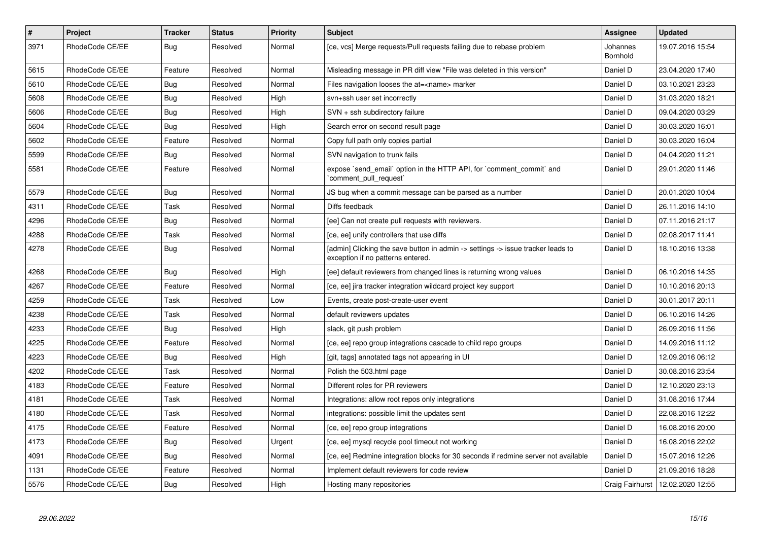| # | Project | Tracker | Status | Priority | Subject | Assignee | Updated |
|---|---|---|---|---|---|---|---|
| 3971 | RhodeCode CE/EE | Bug | Resolved | Normal | [ce, vcs] Merge requests/Pull requests failing due to rebase problem | Johannes Bornhold | 19.07.2016 15:54 |
| 5615 | RhodeCode CE/EE | Feature | Resolved | Normal | Misleading message in PR diff view "File was deleted in this version" | Daniel D | 23.04.2020 17:40 |
| 5610 | RhodeCode CE/EE | Bug | Resolved | Normal | Files navigation looses the at=<name> marker | Daniel D | 03.10.2021 23:23 |
| 5608 | RhodeCode CE/EE | Bug | Resolved | High | svn+ssh user set incorrectly | Daniel D | 31.03.2020 18:21 |
| 5606 | RhodeCode CE/EE | Bug | Resolved | High | SVN + ssh subdirectory failure | Daniel D | 09.04.2020 03:29 |
| 5604 | RhodeCode CE/EE | Bug | Resolved | High | Search error on second result page | Daniel D | 30.03.2020 16:01 |
| 5602 | RhodeCode CE/EE | Feature | Resolved | Normal | Copy full path only copies partial | Daniel D | 30.03.2020 16:04 |
| 5599 | RhodeCode CE/EE | Bug | Resolved | Normal | SVN navigation to trunk fails | Daniel D | 04.04.2020 11:21 |
| 5581 | RhodeCode CE/EE | Feature | Resolved | Normal | expose `send_email` option in the HTTP API, for `comment_commit` and `comment_pull_request` | Daniel D | 29.01.2020 11:46 |
| 5579 | RhodeCode CE/EE | Bug | Resolved | Normal | JS bug when a commit message can be parsed as a number | Daniel D | 20.01.2020 10:04 |
| 4311 | RhodeCode CE/EE | Task | Resolved | Normal | Diffs feedback | Daniel D | 26.11.2016 14:10 |
| 4296 | RhodeCode CE/EE | Bug | Resolved | Normal | [ee] Can not create pull requests with reviewers. | Daniel D | 07.11.2016 21:17 |
| 4288 | RhodeCode CE/EE | Task | Resolved | Normal | [ce, ee] unify controllers that use diffs | Daniel D | 02.08.2017 11:41 |
| 4278 | RhodeCode CE/EE | Bug | Resolved | Normal | [admin] Clicking the save button in admin -> settings -> issue tracker leads to exception if no patterns entered. | Daniel D | 18.10.2016 13:38 |
| 4268 | RhodeCode CE/EE | Bug | Resolved | High | [ee] default reviewers from changed lines is returning wrong values | Daniel D | 06.10.2016 14:35 |
| 4267 | RhodeCode CE/EE | Feature | Resolved | Normal | [ce, ee] jira tracker integration wildcard project key support | Daniel D | 10.10.2016 20:13 |
| 4259 | RhodeCode CE/EE | Task | Resolved | Low | Events, create post-create-user event | Daniel D | 30.01.2017 20:11 |
| 4238 | RhodeCode CE/EE | Task | Resolved | Normal | default reviewers updates | Daniel D | 06.10.2016 14:26 |
| 4233 | RhodeCode CE/EE | Bug | Resolved | High | slack, git push problem | Daniel D | 26.09.2016 11:56 |
| 4225 | RhodeCode CE/EE | Feature | Resolved | Normal | [ce, ee] repo group integrations cascade to child repo groups | Daniel D | 14.09.2016 11:12 |
| 4223 | RhodeCode CE/EE | Bug | Resolved | High | [git, tags] annotated tags not appearing in UI | Daniel D | 12.09.2016 06:12 |
| 4202 | RhodeCode CE/EE | Task | Resolved | Normal | Polish the 503.html page | Daniel D | 30.08.2016 23:54 |
| 4183 | RhodeCode CE/EE | Feature | Resolved | Normal | Different roles for PR reviewers | Daniel D | 12.10.2020 23:13 |
| 4181 | RhodeCode CE/EE | Task | Resolved | Normal | Integrations: allow root repos only integrations | Daniel D | 31.08.2016 17:44 |
| 4180 | RhodeCode CE/EE | Task | Resolved | Normal | integrations: possible limit the updates sent | Daniel D | 22.08.2016 12:22 |
| 4175 | RhodeCode CE/EE | Feature | Resolved | Normal | [ce, ee] repo group integrations | Daniel D | 16.08.2016 20:00 |
| 4173 | RhodeCode CE/EE | Bug | Resolved | Urgent | [ce, ee] mysql recycle pool timeout not working | Daniel D | 16.08.2016 22:02 |
| 4091 | RhodeCode CE/EE | Bug | Resolved | Normal | [ce, ee] Redmine integration blocks for 30 seconds if redmine server not available | Daniel D | 15.07.2016 12:26 |
| 1131 | RhodeCode CE/EE | Feature | Resolved | Normal | Implement default reviewers for code review | Daniel D | 21.09.2016 18:28 |
| 5576 | RhodeCode CE/EE | Bug | Resolved | High | Hosting many repositories | Craig Fairhurst | 12.02.2020 12:55 |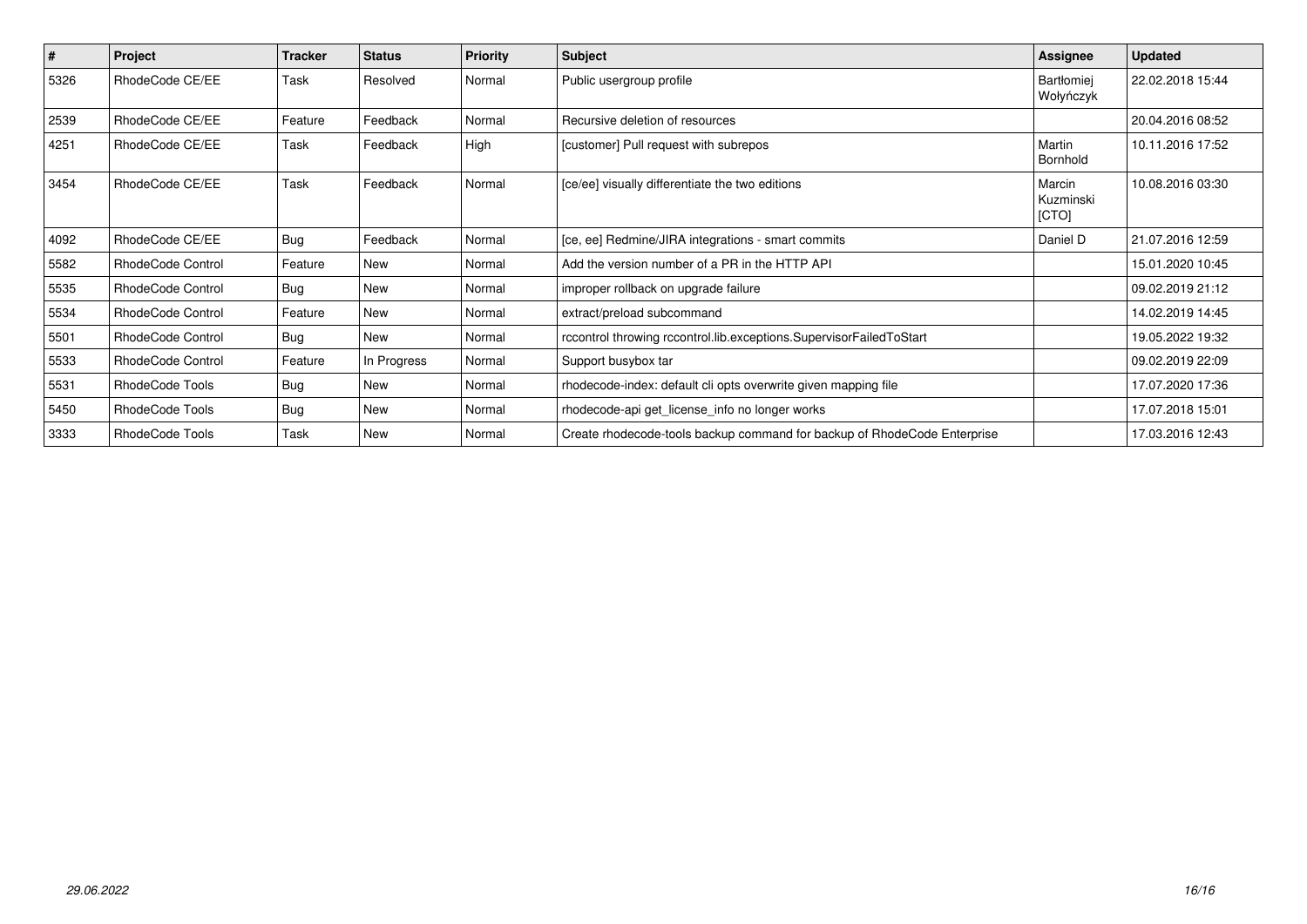| # | Project | Tracker | Status | Priority | Subject | Assignee | Updated |
|---|---|---|---|---|---|---|---|
| 5326 | RhodeCode CE/EE | Task | Resolved | Normal | Public usergroup profile | Bartłomiej Wołyńczyk | 22.02.2018 15:44 |
| 2539 | RhodeCode CE/EE | Feature | Feedback | Normal | Recursive deletion of resources | | 20.04.2016 08:52 |
| 4251 | RhodeCode CE/EE | Task | Feedback | High | [customer] Pull request with subrepos | Martin Bornhold | 10.11.2016 17:52 |
| 3454 | RhodeCode CE/EE | Task | Feedback | Normal | [ce/ee] visually differentiate the two editions | Marcin Kuzminski [CTO] | 10.08.2016 03:30 |
| 4092 | RhodeCode CE/EE | Bug | Feedback | Normal | [ce, ee] Redmine/JIRA integrations - smart commits | Daniel D | 21.07.2016 12:59 |
| 5582 | RhodeCode Control | Feature | New | Normal | Add the version number of a PR in the HTTP API | | 15.01.2020 10:45 |
| 5535 | RhodeCode Control | Bug | New | Normal | improper rollback on upgrade failure | | 09.02.2019 21:12 |
| 5534 | RhodeCode Control | Feature | New | Normal | extract/preload subcommand | | 14.02.2019 14:45 |
| 5501 | RhodeCode Control | Bug | New | Normal | rccontrol throwing rccontrol.lib.exceptions.SupervisorFailedToStart | | 19.05.2022 19:32 |
| 5533 | RhodeCode Control | Feature | In Progress | Normal | Support busybox tar | | 09.02.2019 22:09 |
| 5531 | RhodeCode Tools | Bug | New | Normal | rhodecode-index: default cli opts overwrite given mapping file | | 17.07.2020 17:36 |
| 5450 | RhodeCode Tools | Bug | New | Normal | rhodecode-api get_license_info no longer works | | 17.07.2018 15:01 |
| 3333 | RhodeCode Tools | Task | New | Normal | Create rhodecode-tools backup command for backup of RhodeCode Enterprise | | 17.03.2016 12:43 |